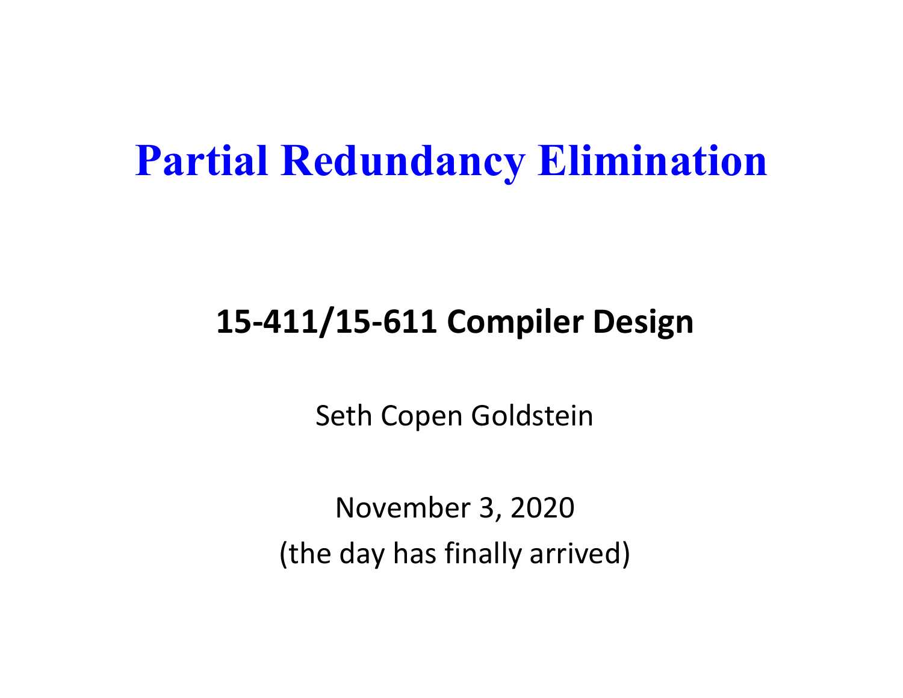# Partial Redundancy Elimination

**15-411/15-611 Compiler Design**

Seth Copen Goldstein

November 3, 2020

(the day has finally arrived)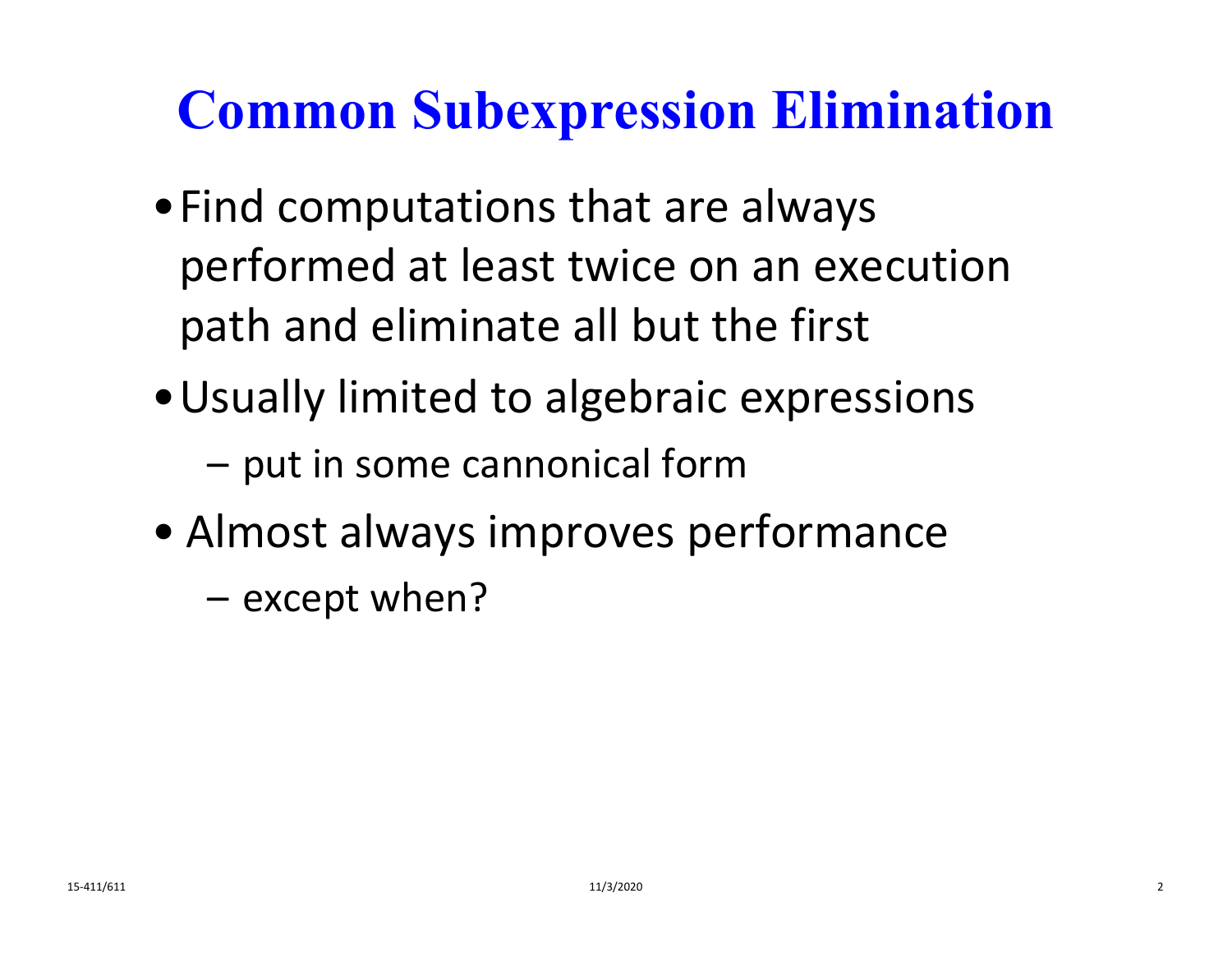# Common Subexpression Elimination

- Find computations that are always performed at least twice on an execution path and eliminate all but the first
- Usually limited to algebraic expressions
  - put in some cannonical form
- Almost always improves performance
  - except when?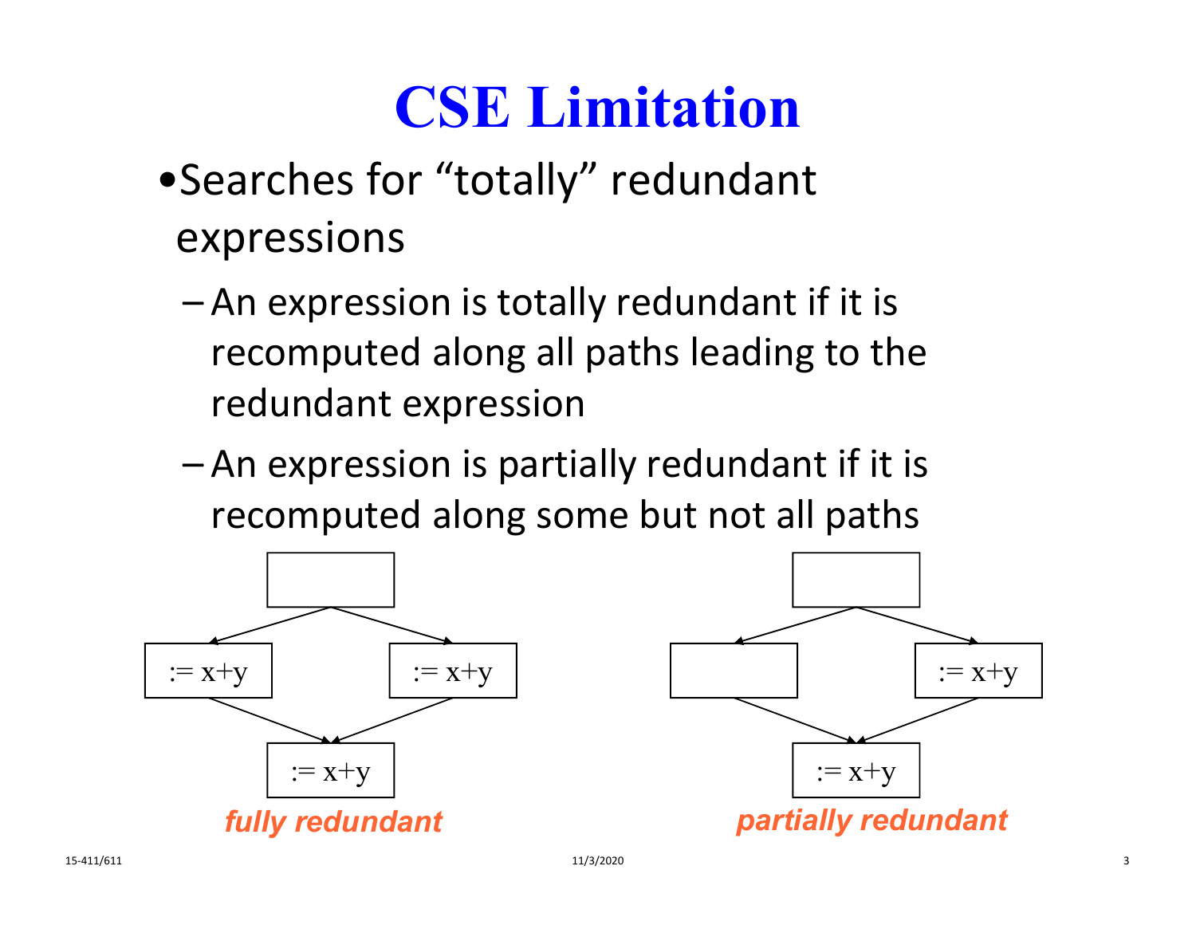# CSE Limitation

- Searches for "totally" redundant expressions
  - An expression is totally redundant if it is recomputed along all paths leading to the redundant expression
  - An expression is partially redundant if it is recomputed along some but not all paths

:= x+y

:= x+y

:= x+y

*fully redundant*

:= x+y

:= x+y

*partially redundant*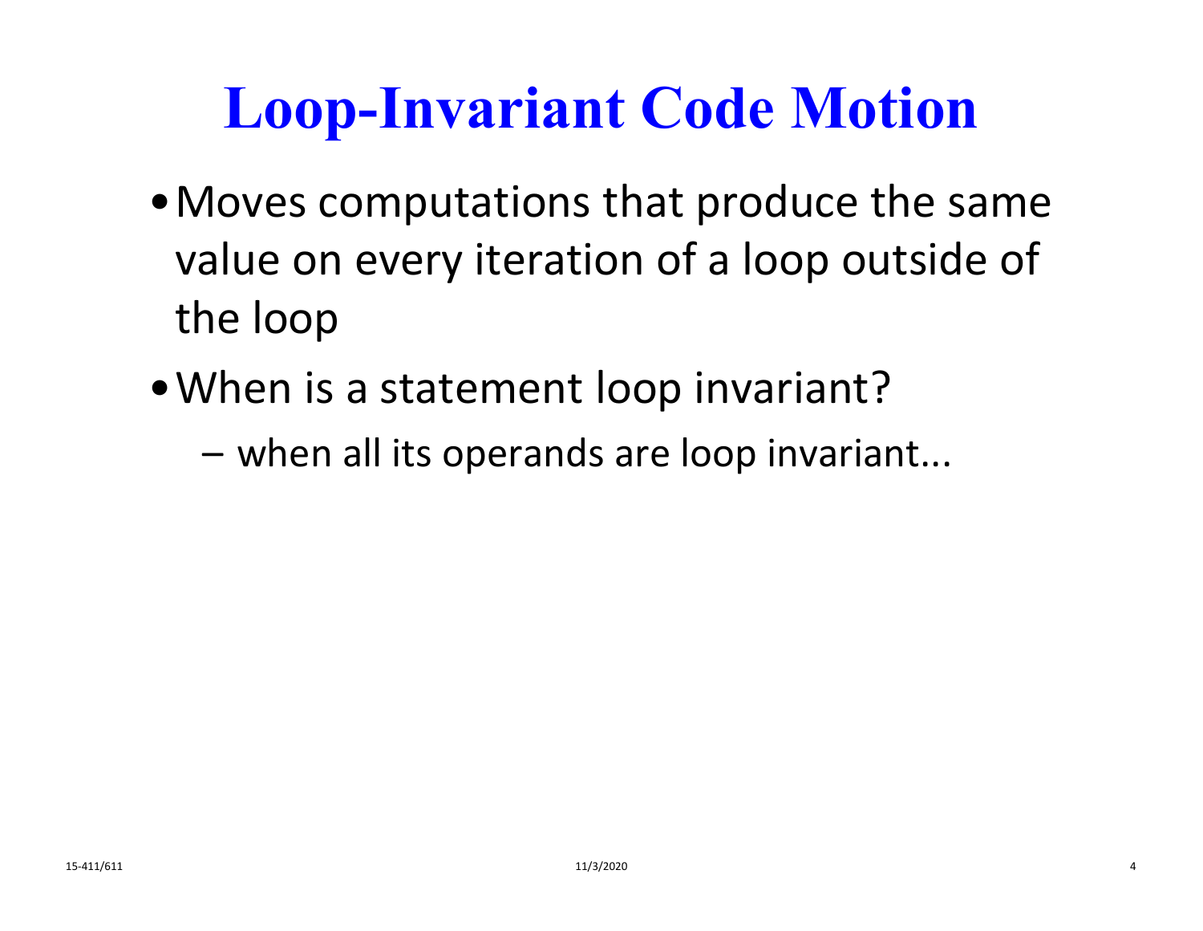# Loop-Invariant Code Motion

- Moves computations that produce the same value on every iteration of a loop outside of the loop
- When is a statement loop invariant?
  - when all its operands are loop invariant...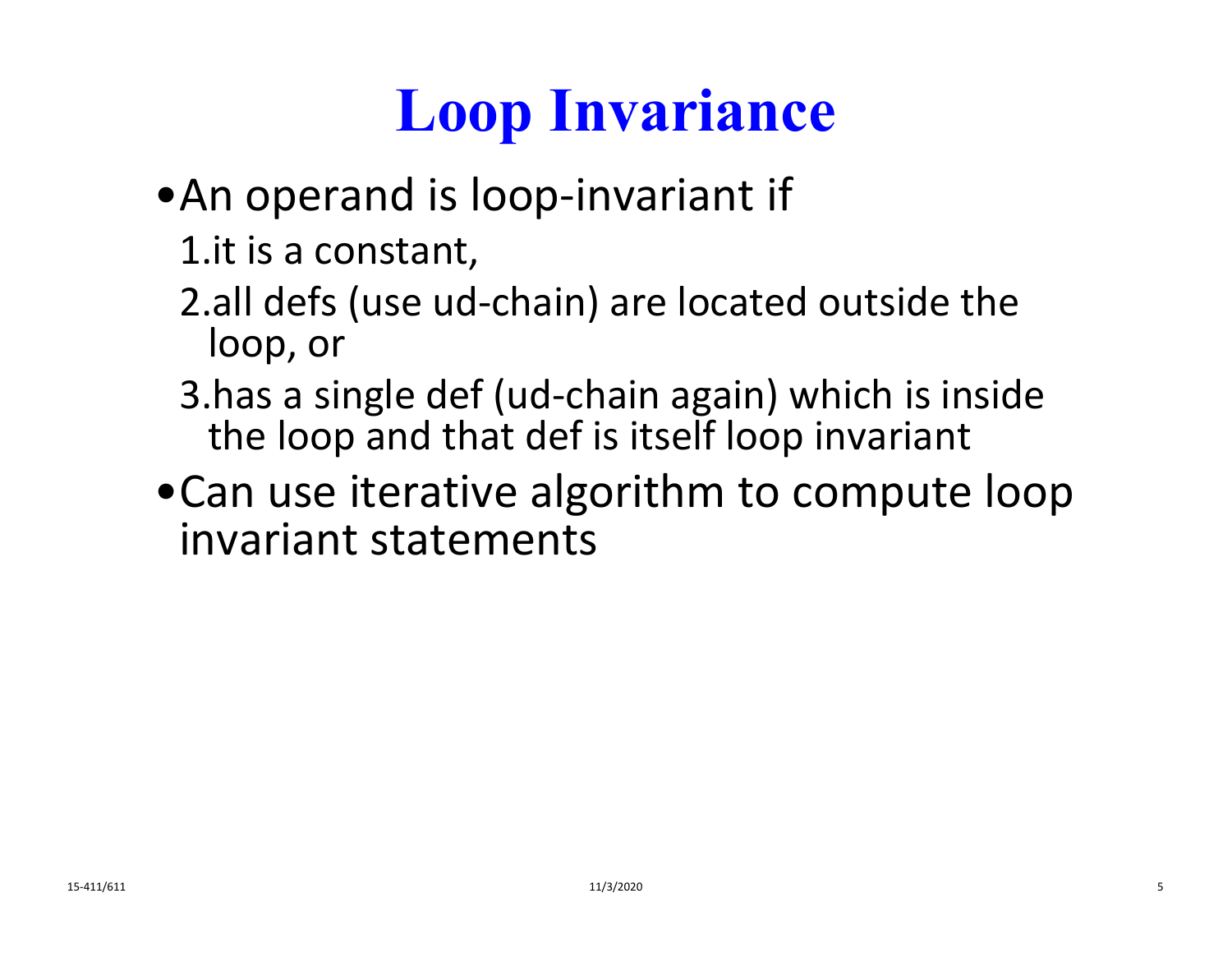# Loop Invariance

- An operand is loop-invariant if
  1. it is a constant,
  2. all defs (use ud-chain) are located outside the loop, or
  3. has a single def (ud-chain again) which is inside the loop and that def is itself loop invariant
- Can use iterative algorithm to compute loop invariant statements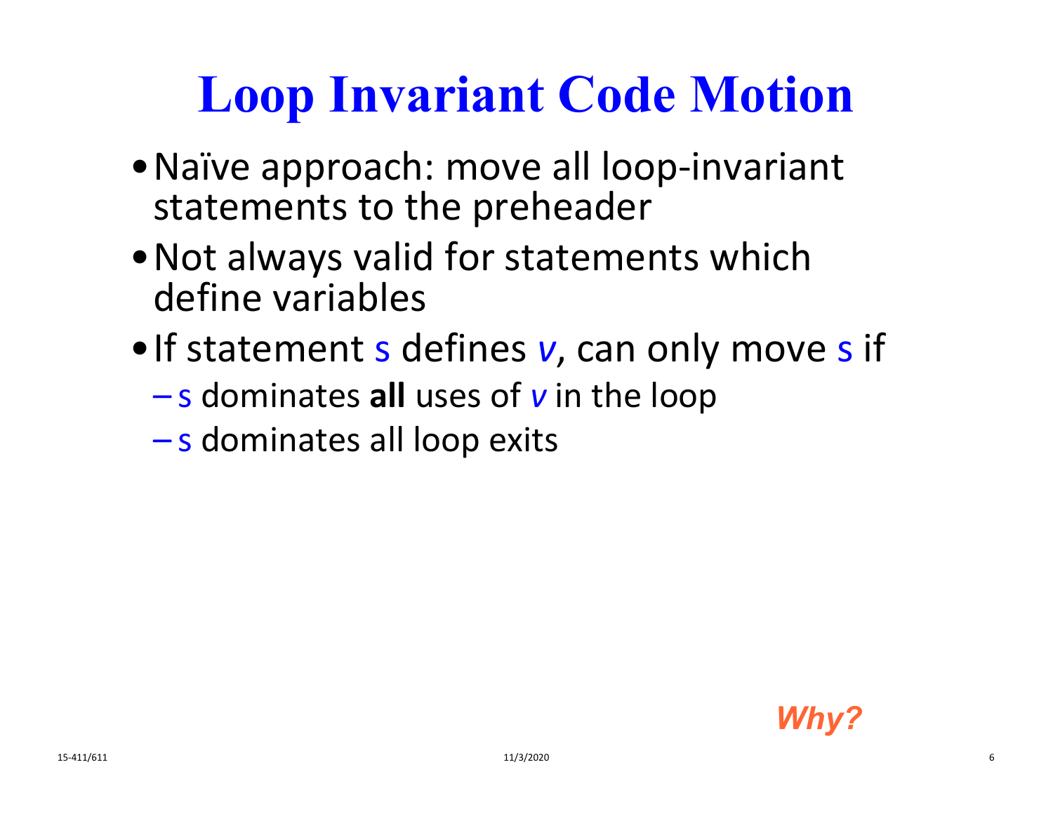# Loop Invariant Code Motion

- Naïve approach: move all loop-invariant statements to the preheader
- Not always valid for statements which define variables
- If statement s defines *v*, can only move s if
  - s dominates **all** uses of *v* in the loop
  - s dominates all loop exits

***Why?***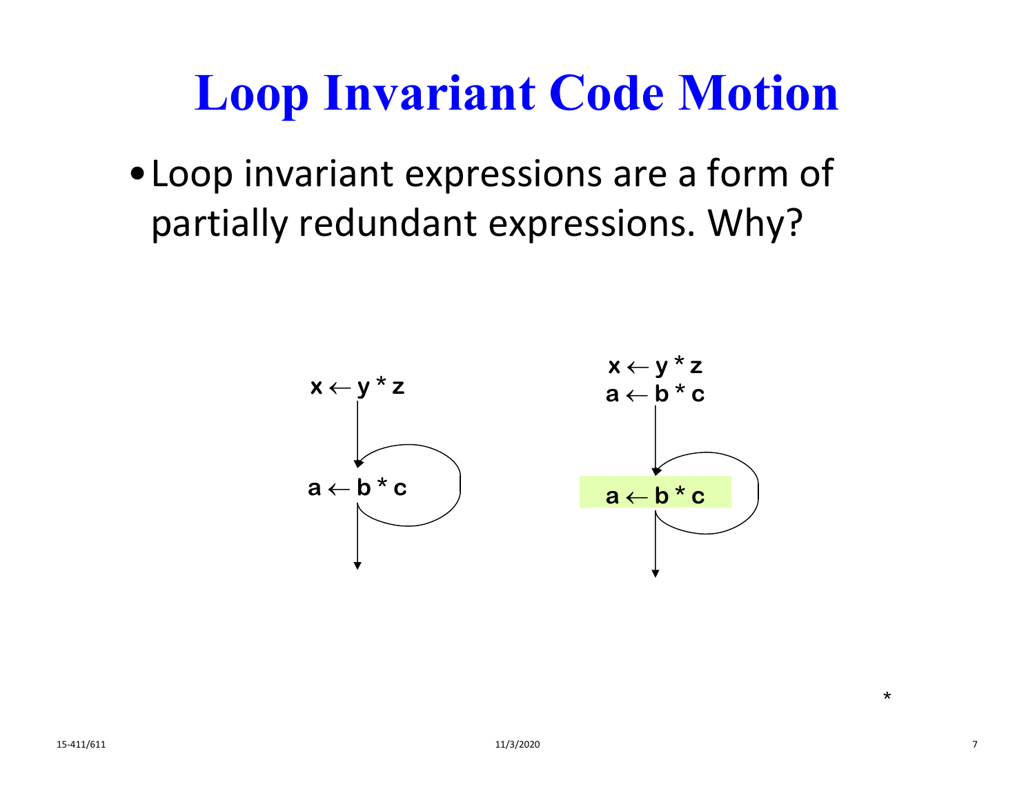# Loop Invariant Code Motion

- Loop invariant expressions are a form of partially redundant expressions. Why?

x ← y * z

a ← b * c

x ← y * z
a ← b * c

a ← b * c

*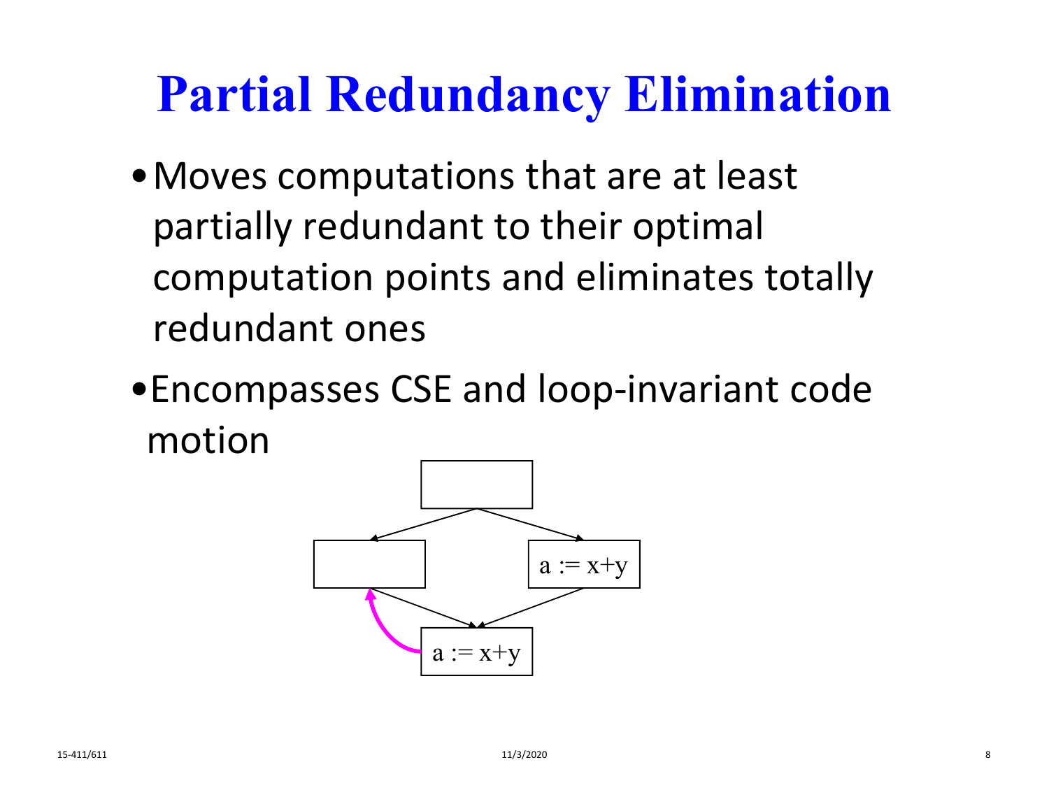# Partial Redundancy Elimination

- Moves computations that are at least partially redundant to their optimal computation points and eliminates totally redundant ones
- Encompasses CSE and loop-invariant code motion

a := x+y

a := x+y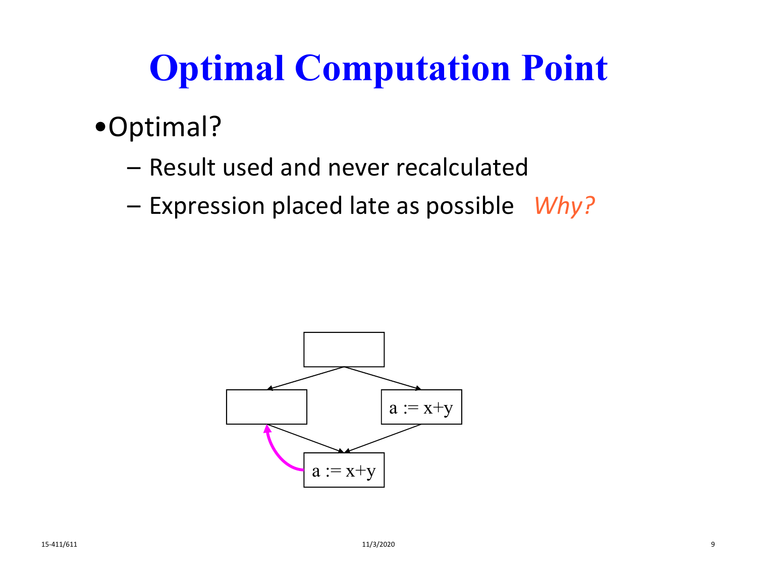# Optimal Computation Point

- Optimal?
  - Result used and never recalculated
  - Expression placed late as possible *Why?*

a := x+y

a := x+y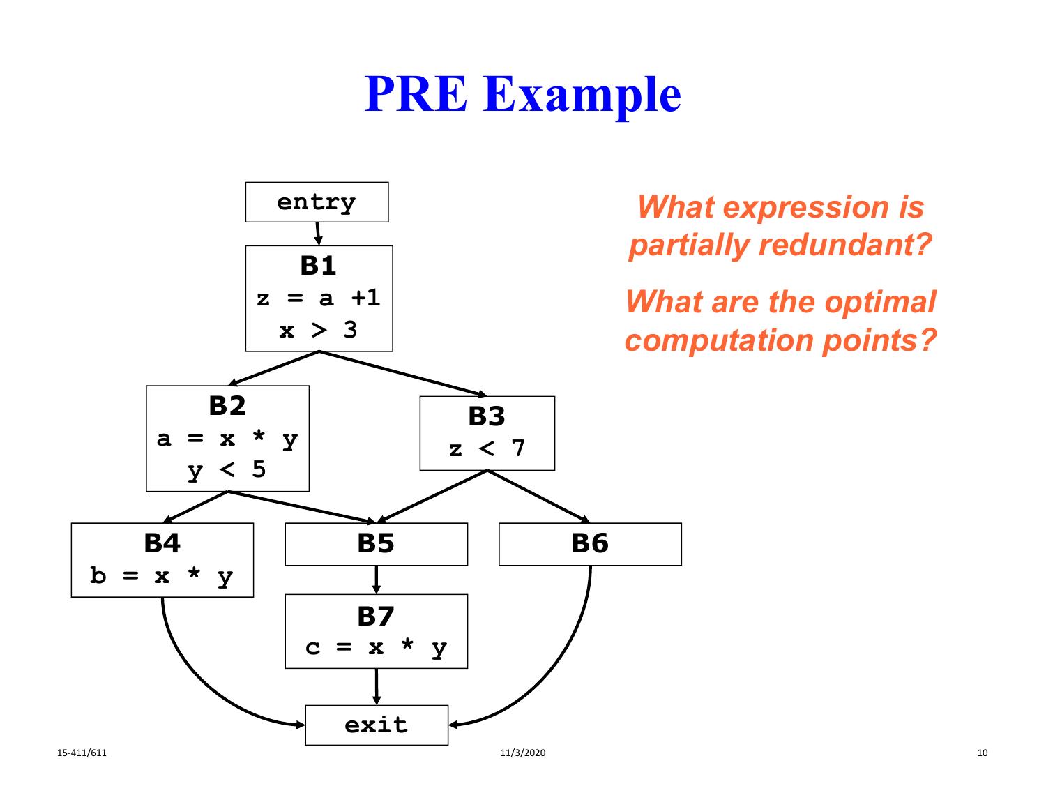# PRE Example

entry

B1

z = a +1

x > 3

B2

a = x * y

y < 5

B3

z < 7

B4

b = x * y

B5

B6

B7

c = x * y

exit

*What expression is partially redundant?*

*What are the optimal computation points?*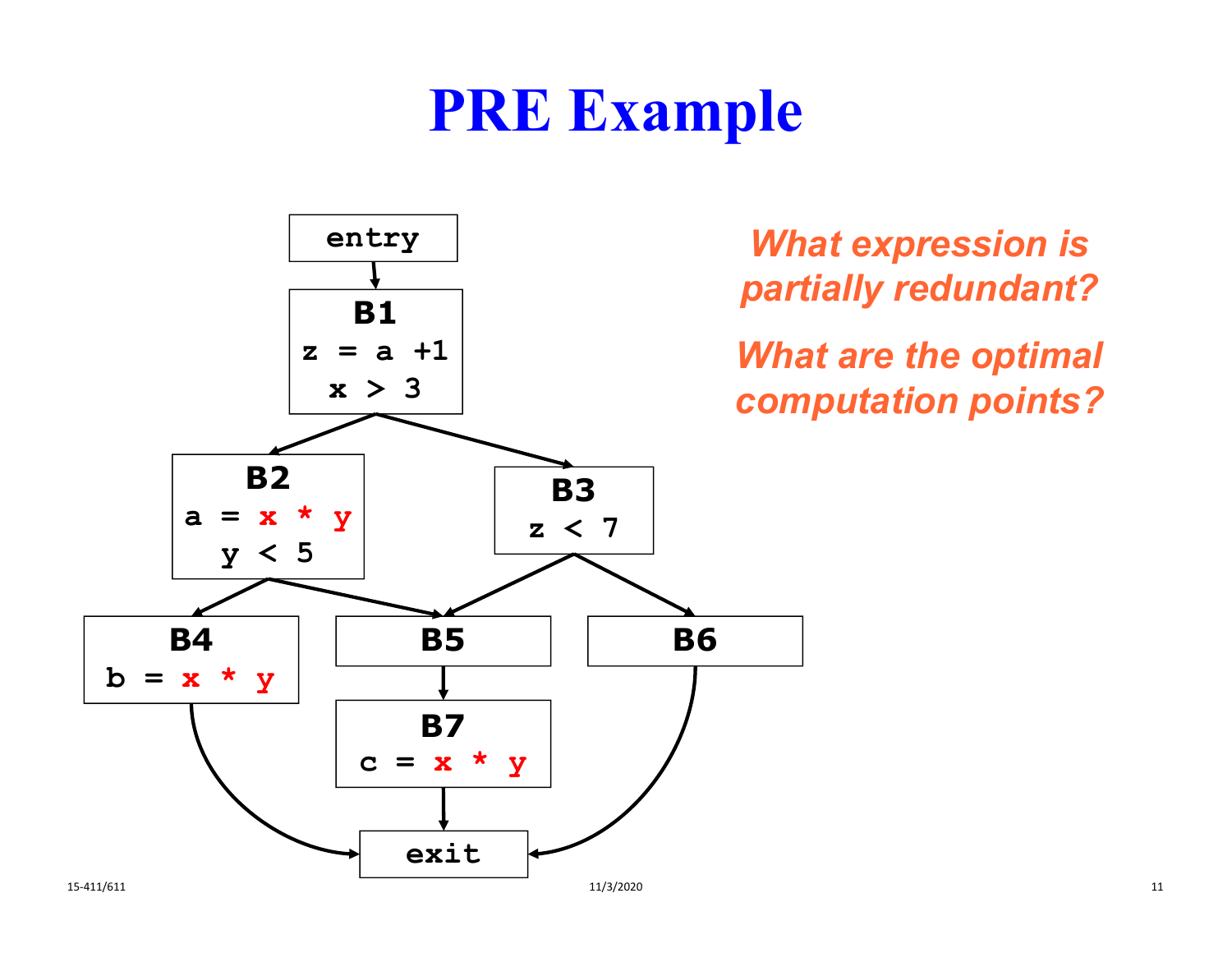# PRE Example

entry

B1
z = a +1
x > 3

B2
a = x * y
y < 5

B3
z < 7

B4
b = x * y

B5

B6

B7
c = x * y

exit

*What expression is partially redundant?*

*What are the optimal computation points?*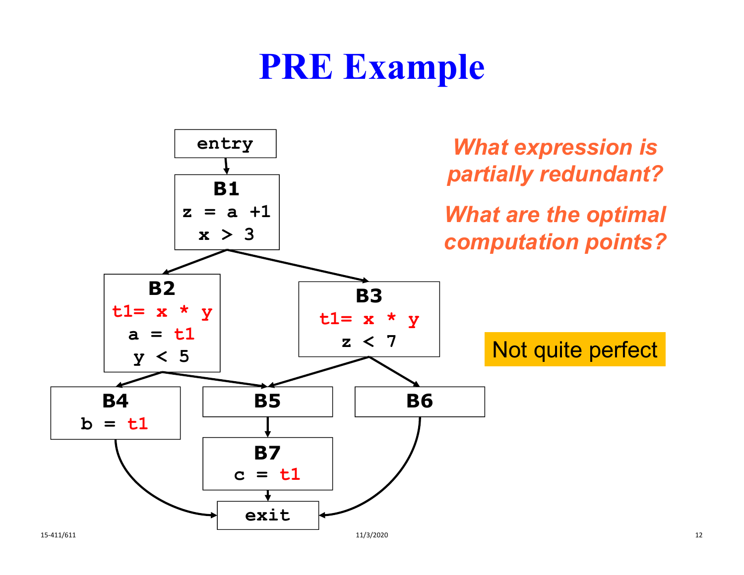# PRE Example

entry

B1
z = a +1
x > 3

B2
t1= x * y
a = t1
y < 5

B3
t1= x * y
z < 7

B4
b = t1

B5

B6

B7
c = t1

exit

*What expression is partially redundant?*

*What are the optimal computation points?*

Not quite perfect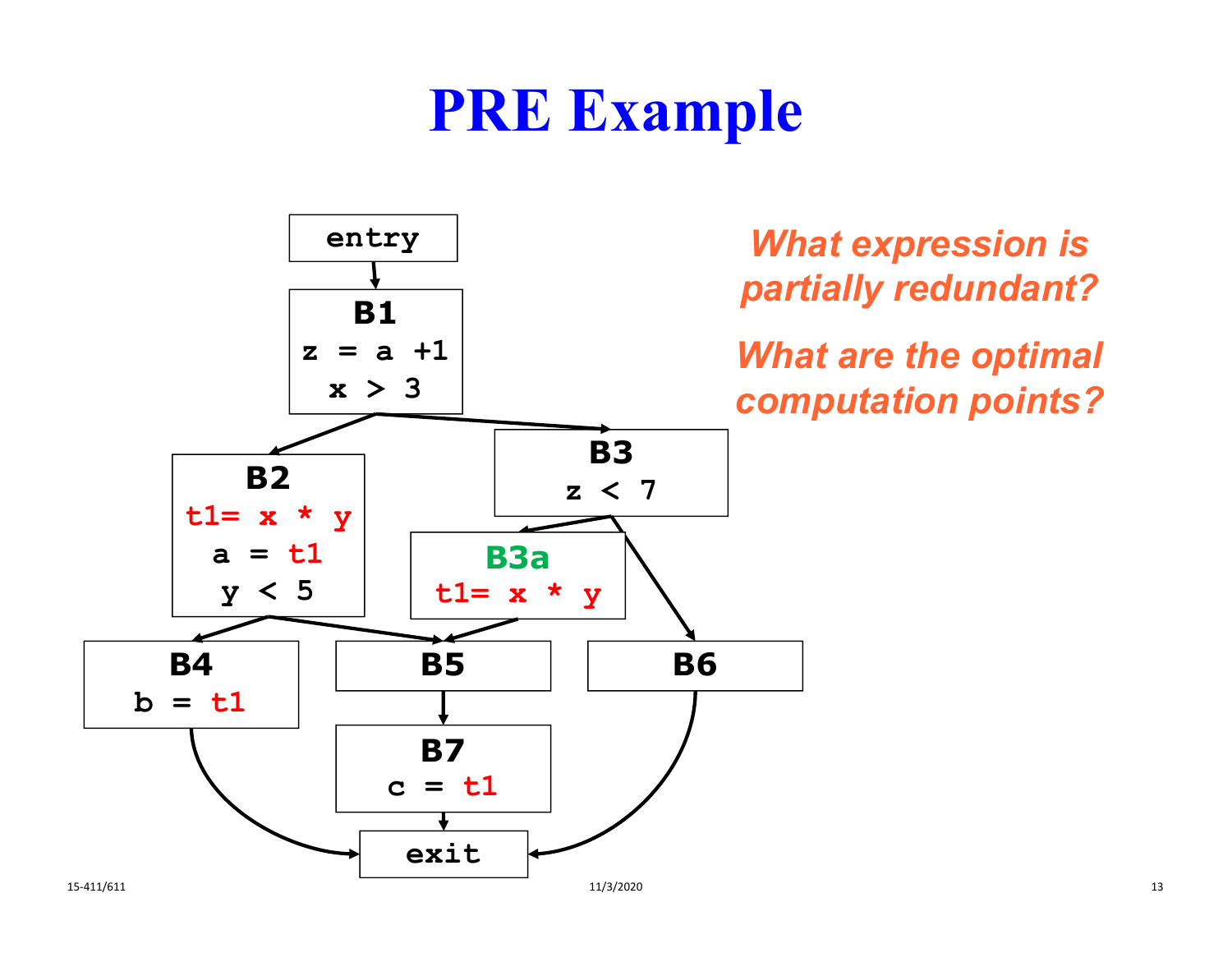# PRE Example

entry

B1
z = a +1
x > 3

B2
t1= x * y
a = t1
y < 5

B3
z < 7

B3a
t1= x * y

B4
b = t1

B5

B6

B7
c = t1

exit

*What expression is partially redundant?*

*What are the optimal computation points?*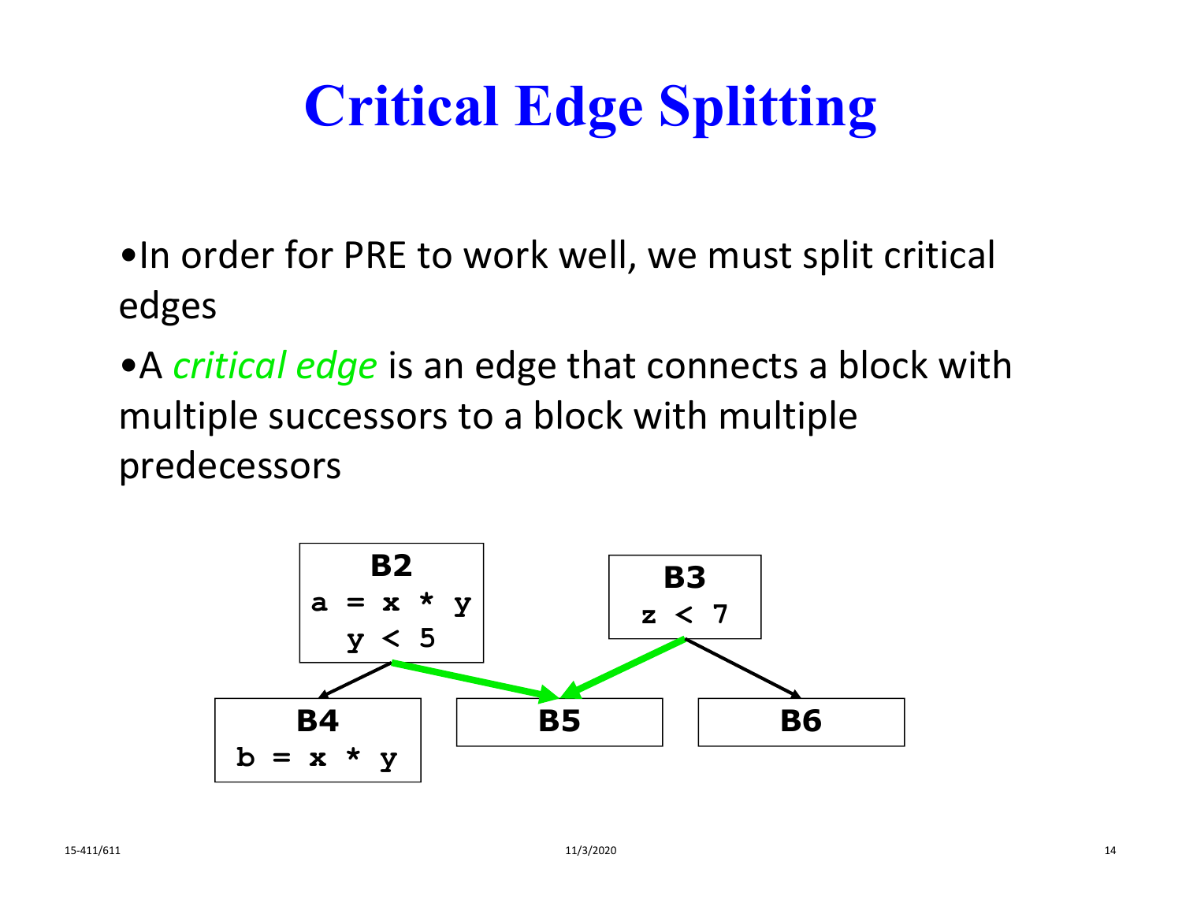# Critical Edge Splitting

- In order for PRE to work well, we must split critical edges
- A *critical edge* is an edge that connects a block with multiple successors to a block with multiple predecessors

B2
a = x * y
y < 5

B3
z < 7

B4
b = x * y

B5

B6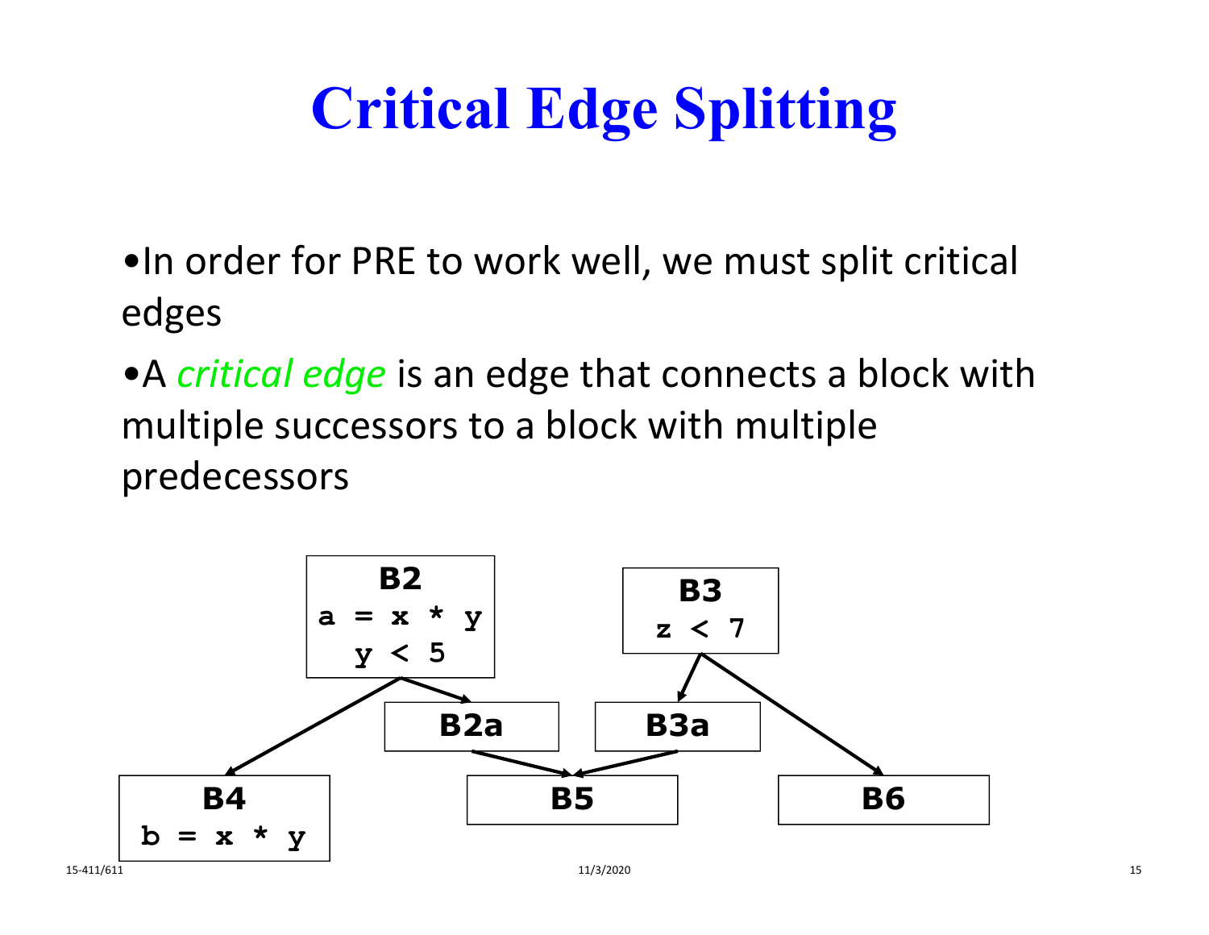# Critical Edge Splitting

- In order for PRE to work well, we must split critical edges
- A *critical edge* is an edge that connects a block with multiple successors to a block with multiple predecessors

B2
a = x * y
y < 5

B3
z < 7

B2a

B3a

B4
b = x * y

B5

B6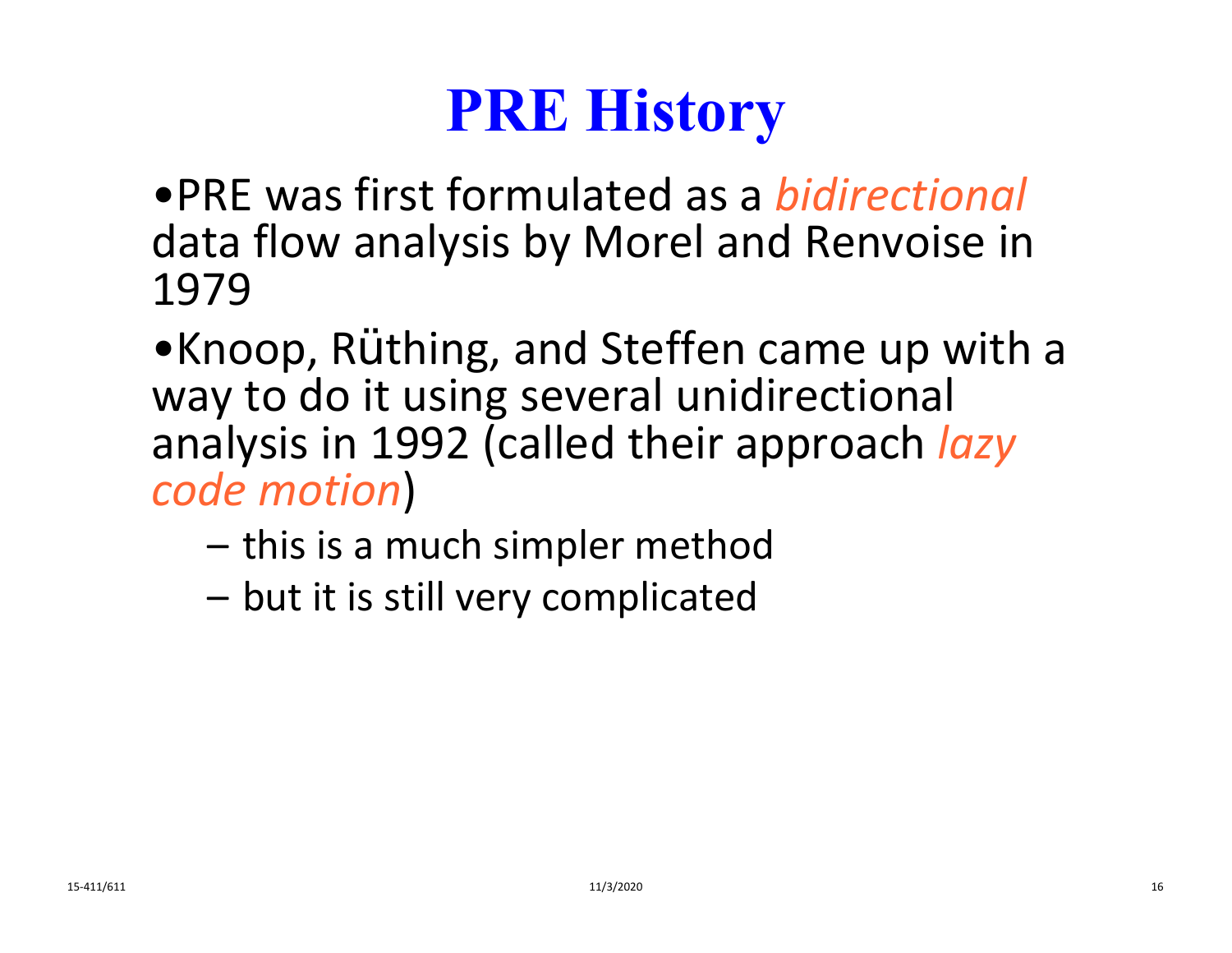# PRE History

- PRE was first formulated as a *bidirectional* data flow analysis by Morel and Renvoise in 1979
- Knoop, Rüthing, and Steffen came up with a way to do it using several unidirectional analysis in 1992 (called their approach *lazy code motion*)
  - this is a much simpler method
  - but it is still very complicated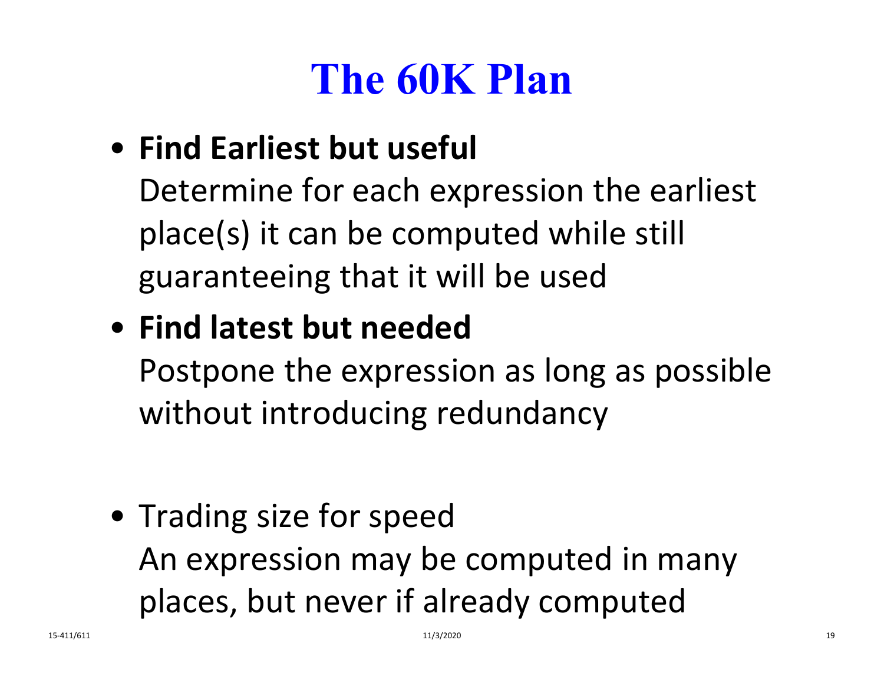# The 60K Plan

- **Find Earliest but useful**
  Determine for each expression the earliest place(s) it can be computed while still guaranteeing that it will be used
- **Find latest but needed**
  Postpone the expression as long as possible without introducing redundancy

- Trading size for speed
  An expression may be computed in many places, but never if already computed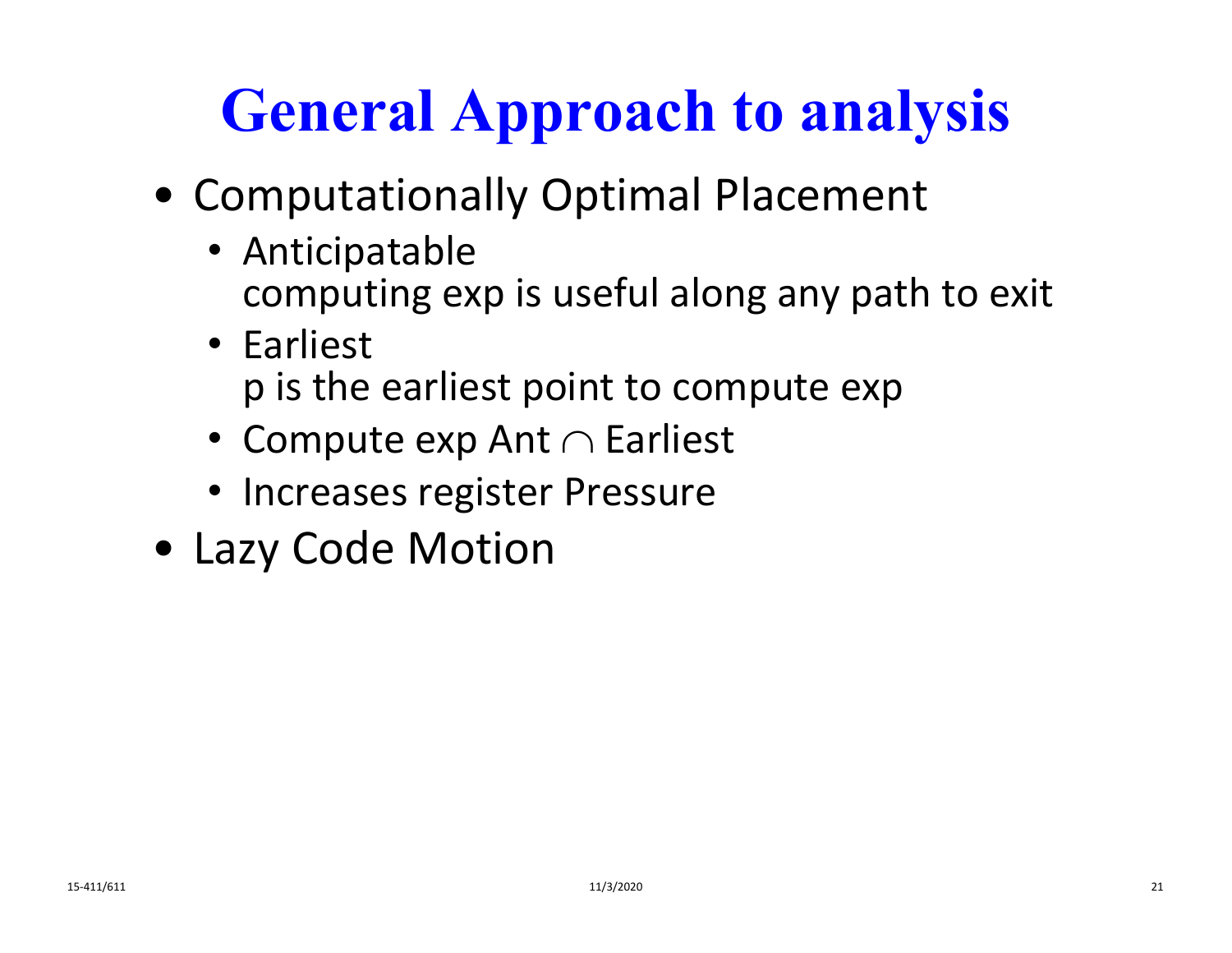# General Approach to analysis

- Computationally Optimal Placement
  - Anticipatable
    computing exp is useful along any path to exit
  - Earliest
    p is the earliest point to compute exp
  - Compute exp Ant $\cap$ Earliest
  - Increases register Pressure
- Lazy Code Motion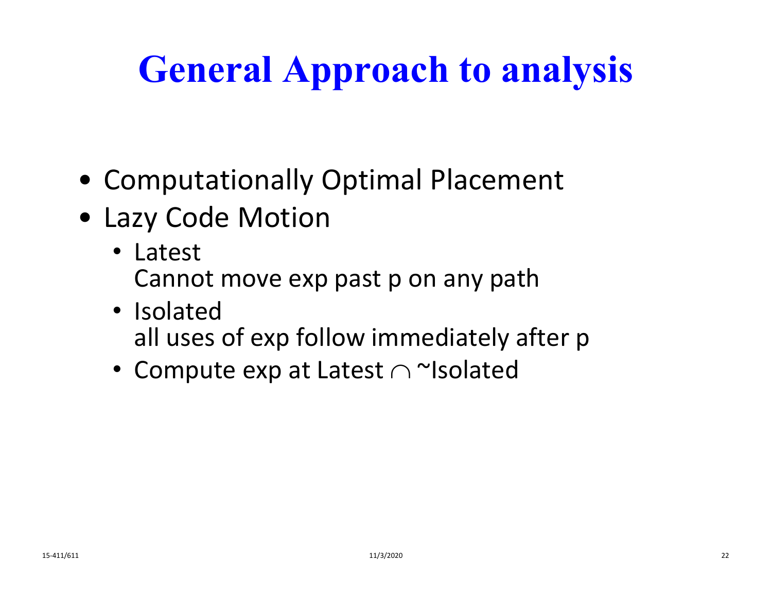# General Approach to analysis

- Computationally Optimal Placement
- Lazy Code Motion
  - Latest
    Cannot move exp past p on any path
  - Isolated
    all uses of exp follow immediately after p
  - Compute exp at Latest $\cap$ ~Isolated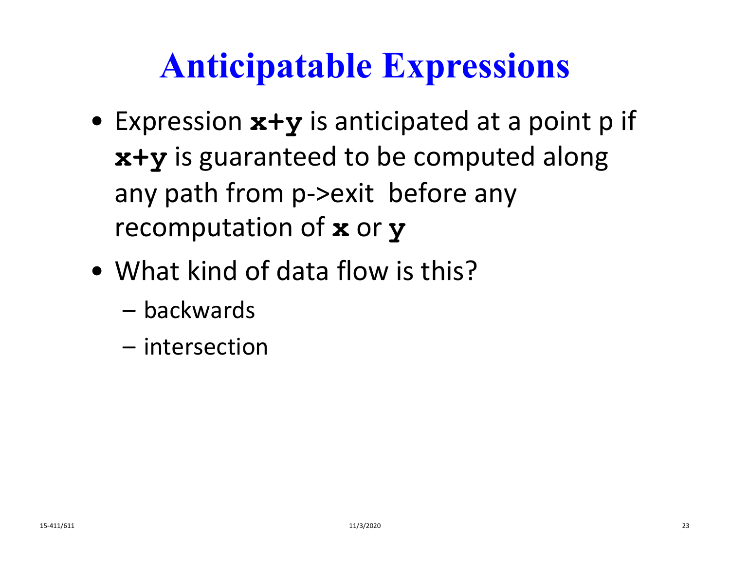# Anticipatable Expressions

- Expression **`x+y`** is anticipated at a point p if **`x+y`** is guaranteed to be computed along any path from p->exit before any recomputation of **`x`** or **`y`**
- What kind of data flow is this?
  - backwards
  - intersection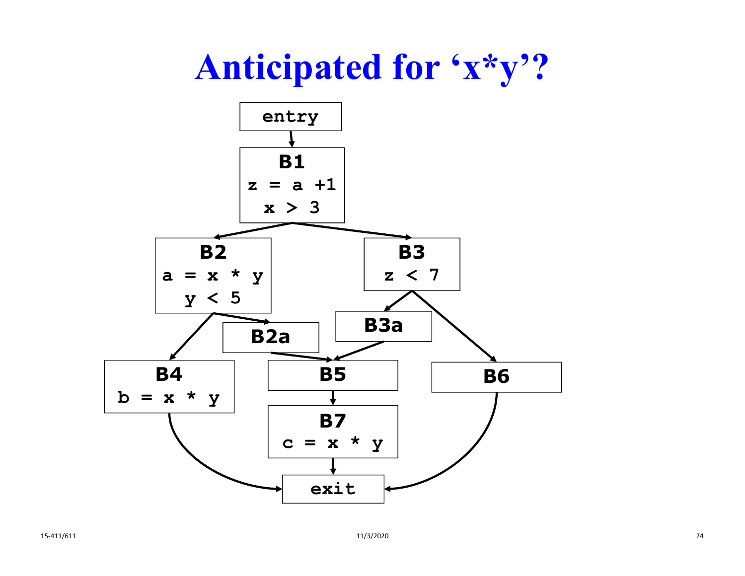# Anticipated for 'x*y'?

entry

B1
z = a +1
x > 3

B2
a = x * y
y < 5

B3
z < 7

B2a

B3a

B4
b = x * y

B5

B6

B7
c = x * y

exit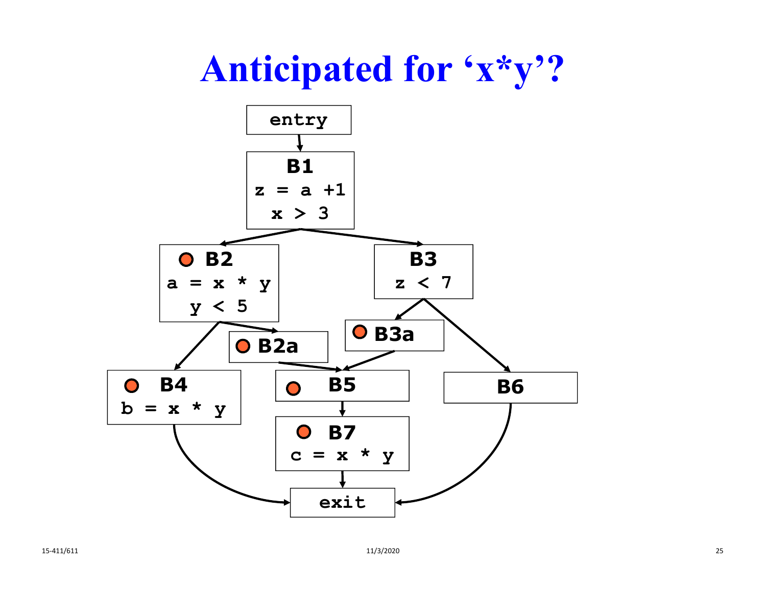# Anticipated for ‘x*y’?

entry

B1
z = a +1
x > 3

B2
a = x * y
y < 5

B3
z < 7

B2a

B3a

B4
b = x * y

B5

B6

B7
c = x * y

exit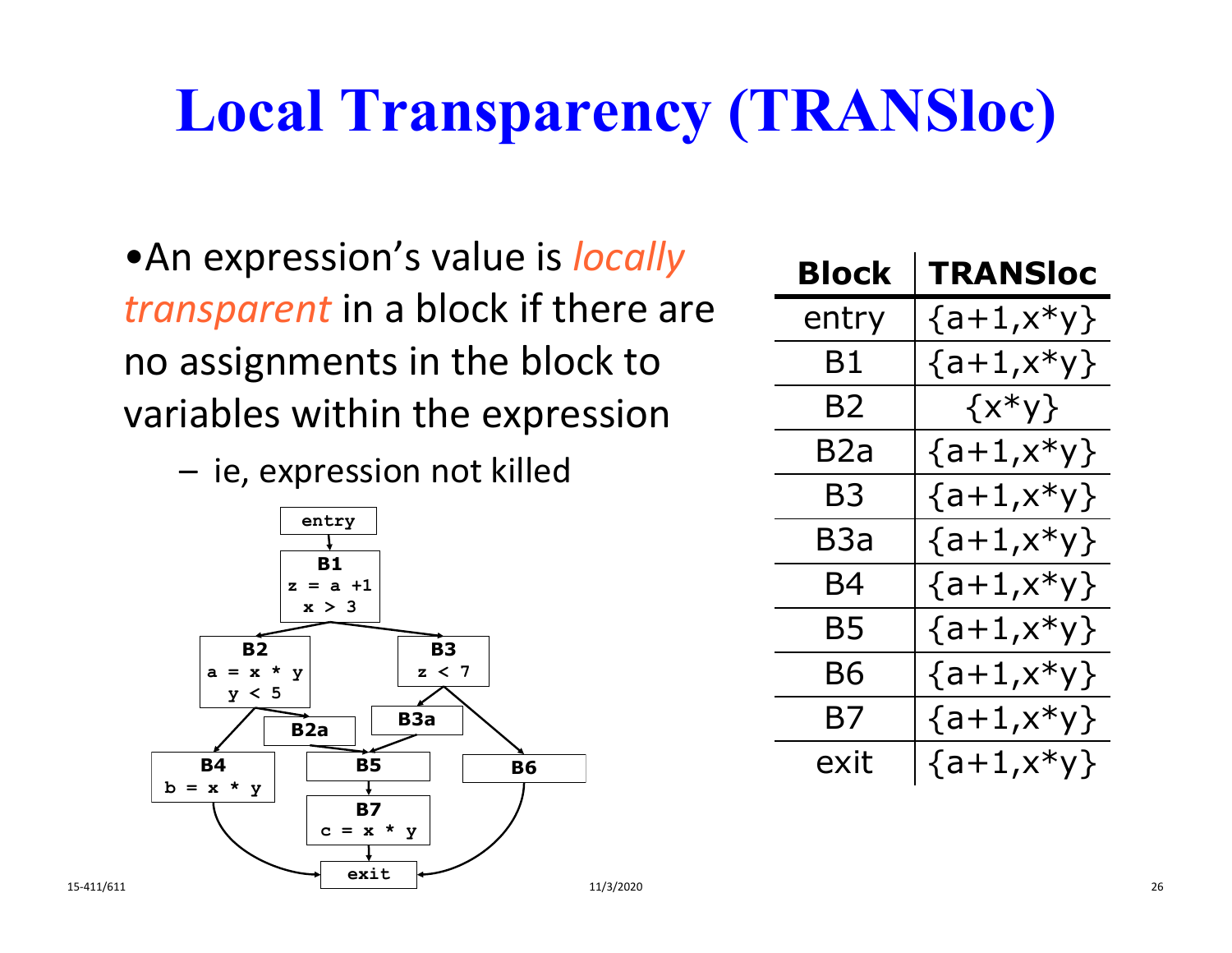# Local Transparency (TRANSloc)

- An expression's value is *locally transparent* in a block if there are no assignments in the block to variables within the expression
  - ie, expression not killed

entry

B1
z = a +1
x > 3

B2
a = x * y
y < 5

B3
z < 7

B2a

B3a

B4
b = x * y

B5

B6

B7
c = x * y

exit

| Block | TRANSloc |
|---|---|
| entry | {a+1,x*y} |
| B1 | {a+1,x*y} |
| B2 | {x*y} |
| B2a | {a+1,x*y} |
| B3 | {a+1,x*y} |
| B3a | {a+1,x*y} |
| B4 | {a+1,x*y} |
| B5 | {a+1,x*y} |
| B6 | {a+1,x*y} |
| B7 | {a+1,x*y} |
| exit | {a+1,x*y} |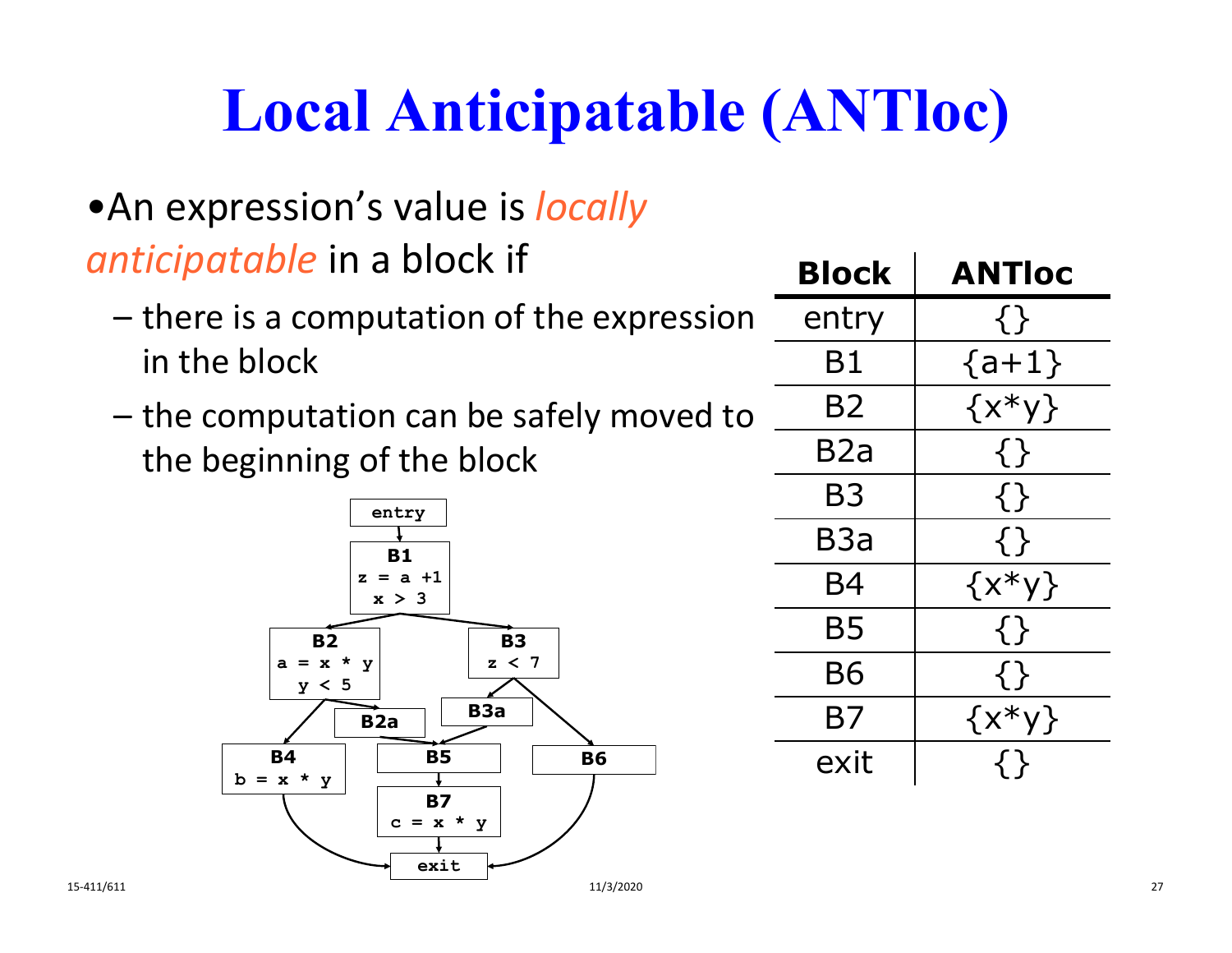# Local Anticipatable (ANTloc)

- An expression's value is *locally anticipatable* in a block if
  - there is a computation of the expression in the block
  - the computation can be safely moved to the beginning of the block

entry

B1
z = a +1
x > 3

B2
a = x * y
y < 5

B3
z < 7

B2a

B3a

B4
b = x * y

B5

B6

B7
c = x * y

exit

| Block | ANTloc |
|---|---|
| entry | {} |
| B1 | {a+1} |
| B2 | {x*y} |
| B2a | {} |
| B3 | {} |
| B3a | {} |
| B4 | {x*y} |
| B5 | {} |
| B6 | {} |
| B7 | {x*y} |
| exit | {} |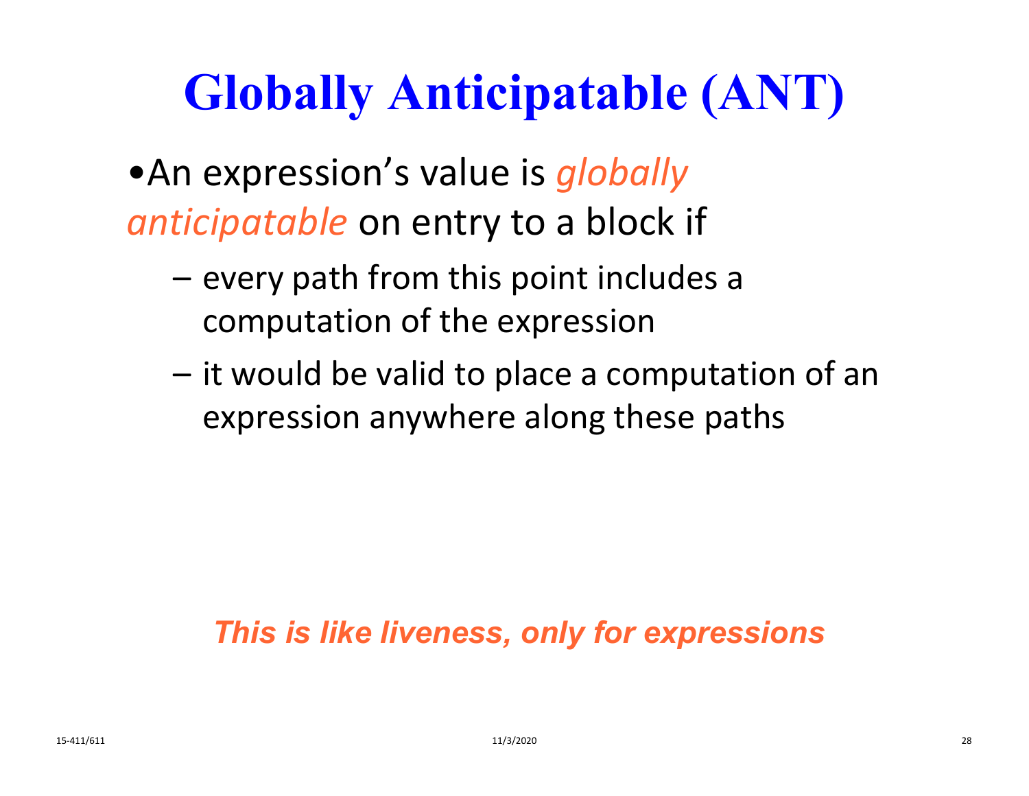# Globally Anticipatable (ANT)

- An expression's value is *globally anticipatable* on entry to a block if
  - every path from this point includes a computation of the expression
  - it would be valid to place a computation of an expression anywhere along these paths

***This is like liveness, only for expressions***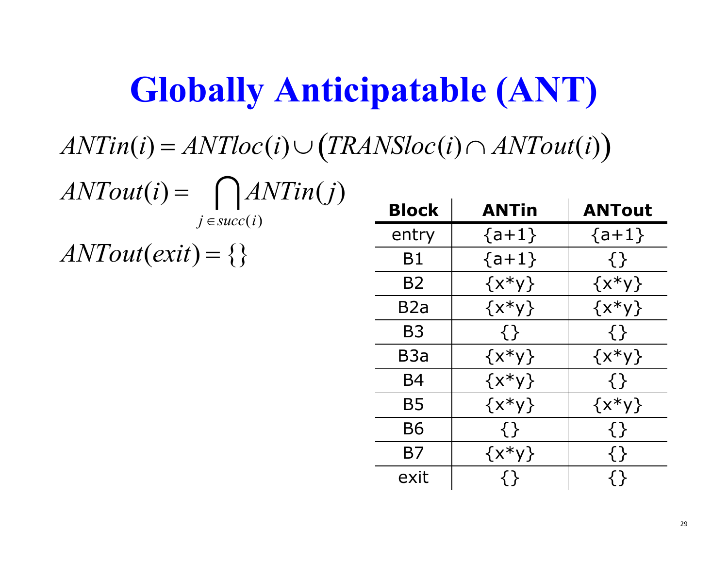# Globally Anticipatable (ANT)

$$ANTin(i) = ANTloc(i) \cup \left(TRANSloc(i) \cap ANTout(i)\right)$$

$$ANTout(i) = \bigcap_{j \in succ(i)} ANTin(j)$$

$$ANTout(exit) = \{\}$$

| Block | ANTin | ANTout |
|---|---|---|
| entry | {a+1} | {a+1} |
| B1 | {a+1} | {} |
| B2 | {x*y} | {x*y} |
| B2a | {x*y} | {x*y} |
| B3 | {} | {} |
| B3a | {x*y} | {x*y} |
| B4 | {x*y} | {} |
| B5 | {x*y} | {x*y} |
| B6 | {} | {} |
| B7 | {x*y} | {} |
| exit | {} | {} |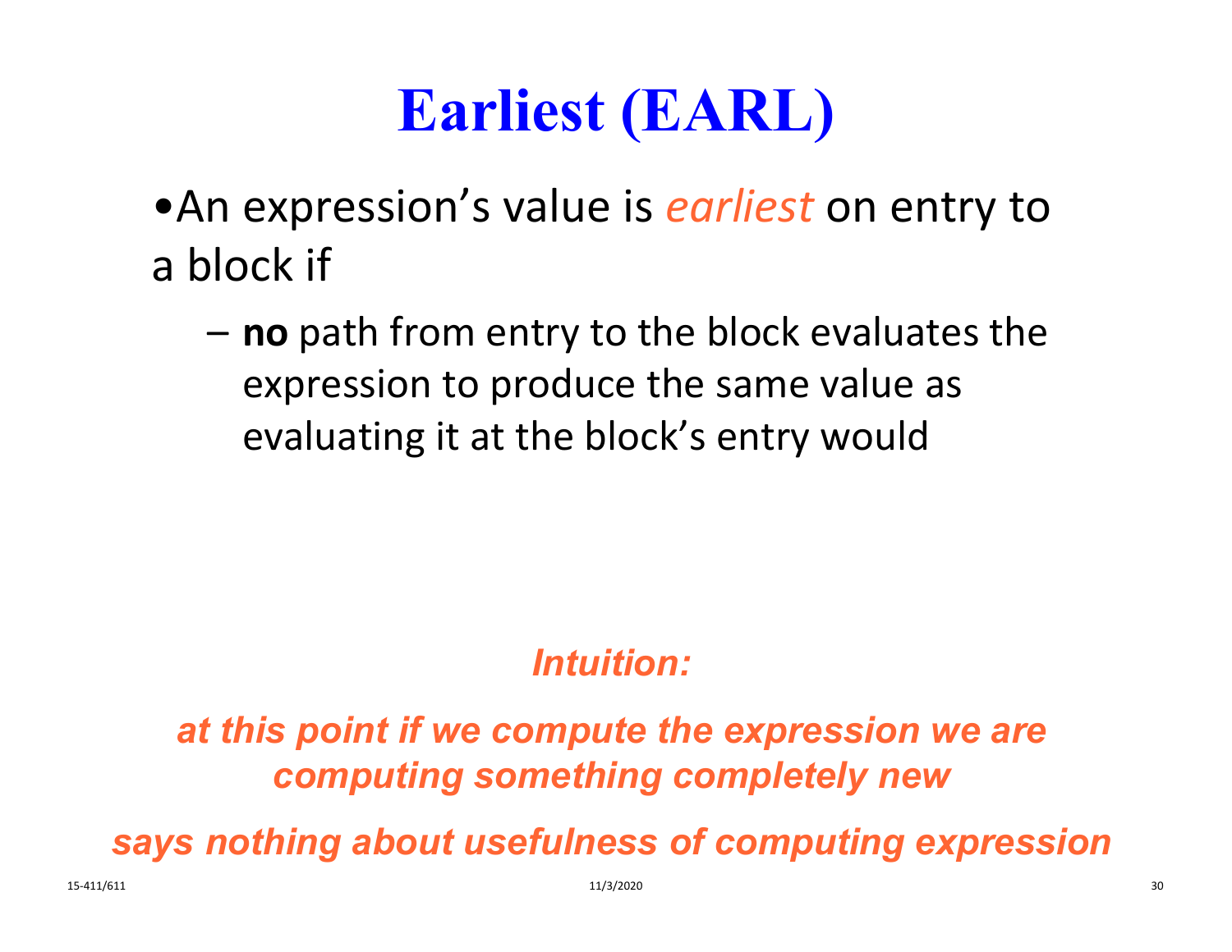# Earliest (EARL)

- An expression's value is *earliest* on entry to a block if
  - **no** path from entry to the block evaluates the expression to produce the same value as evaluating it at the block's entry would

***Intuition:***

***at this point if we compute the expression we are computing something completely new***

***says nothing about usefulness of computing expression***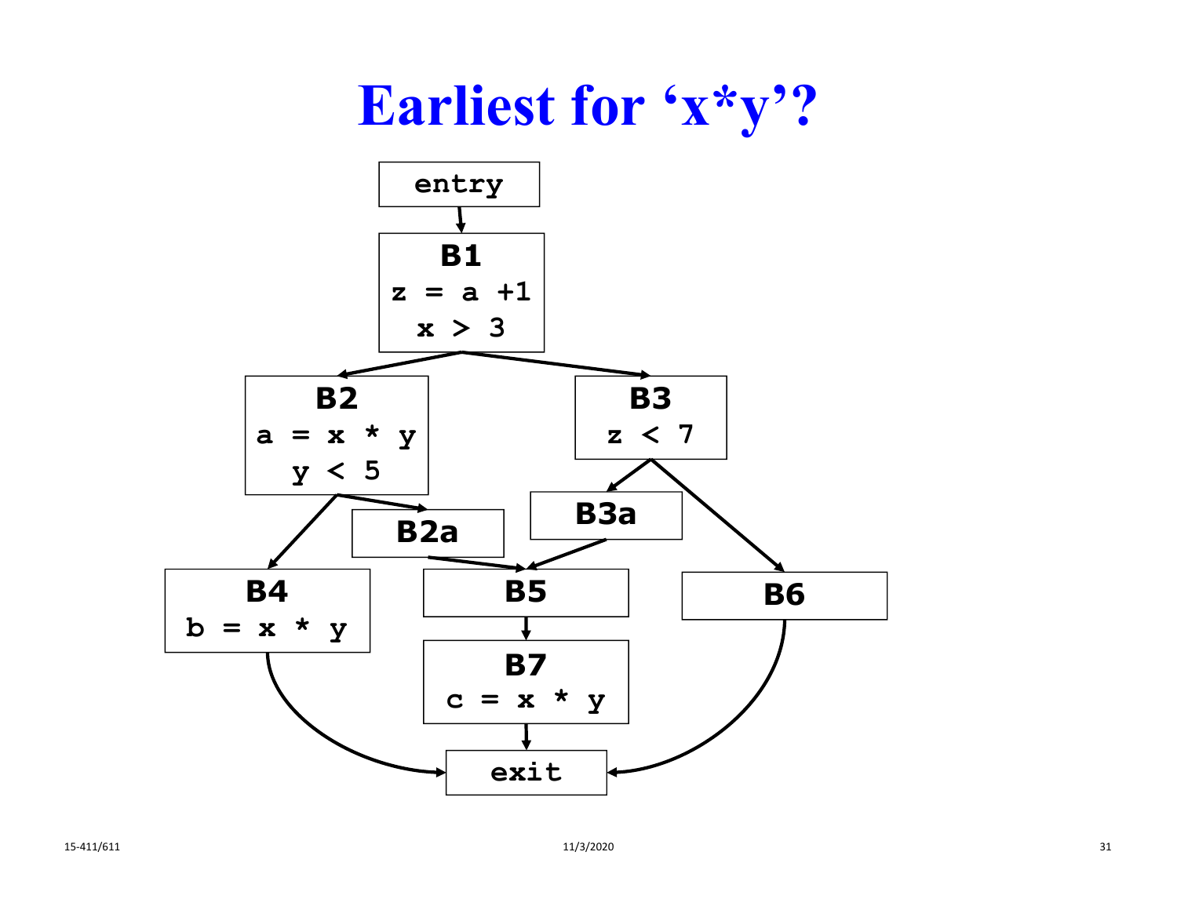# Earliest for ‘x*y’?

entry

B1
z = a +1
x > 3

B2
a = x * y
y < 5

B3
z < 7

B2a

B3a

B4
b = x * y

B5

B6

B7
c = x * y

exit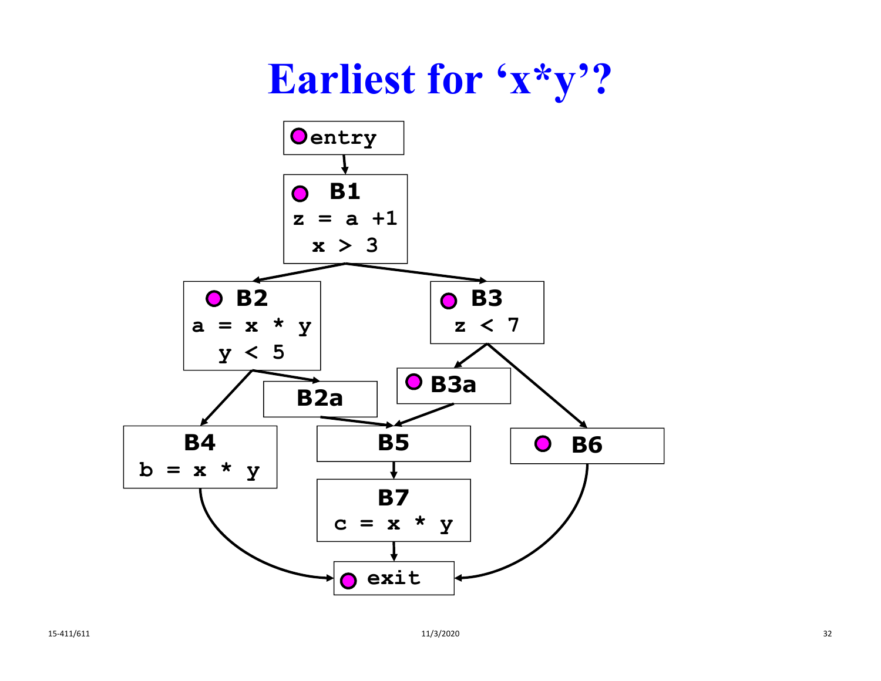# Earliest for 'x*y'?

entry

B1
z = a +1
x > 3

B2
a = x * y
y < 5

B3
z < 7

B2a

B3a

B4
b = x * y

B5

B6

B7
c = x * y

exit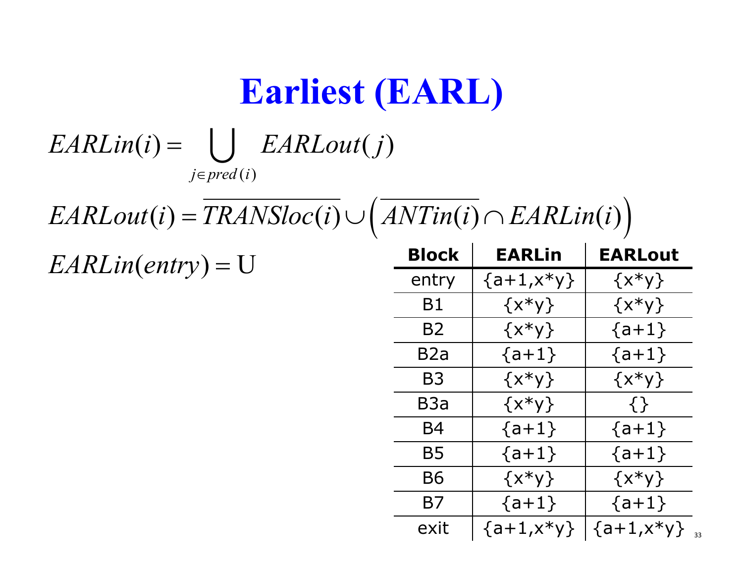# Earliest (EARL)

$$EARLin(i) = \bigcup_{j \in pred(i)} EARLout(j)$$

$$EARLout(i) = \overline{TRANSloc(i)} \cup \left( \overline{ANTin(i)} \cap EARLin(i) \right)$$

$$EARLin(entry) = \mathrm{U}$$

| Block | EARLin | EARLout |
|---|---|---|
| entry | {a+1,x*y} | {x*y} |
| B1 | {x*y} | {x*y} |
| B2 | {x*y} | {a+1} |
| B2a | {a+1} | {a+1} |
| B3 | {x*y} | {x*y} |
| B3a | {x*y} | {} |
| B4 | {a+1} | {a+1} |
| B5 | {a+1} | {a+1} |
| B6 | {x*y} | {x*y} |
| B7 | {a+1} | {a+1} |
| exit | {a+1,x*y} | {a+1,x*y} |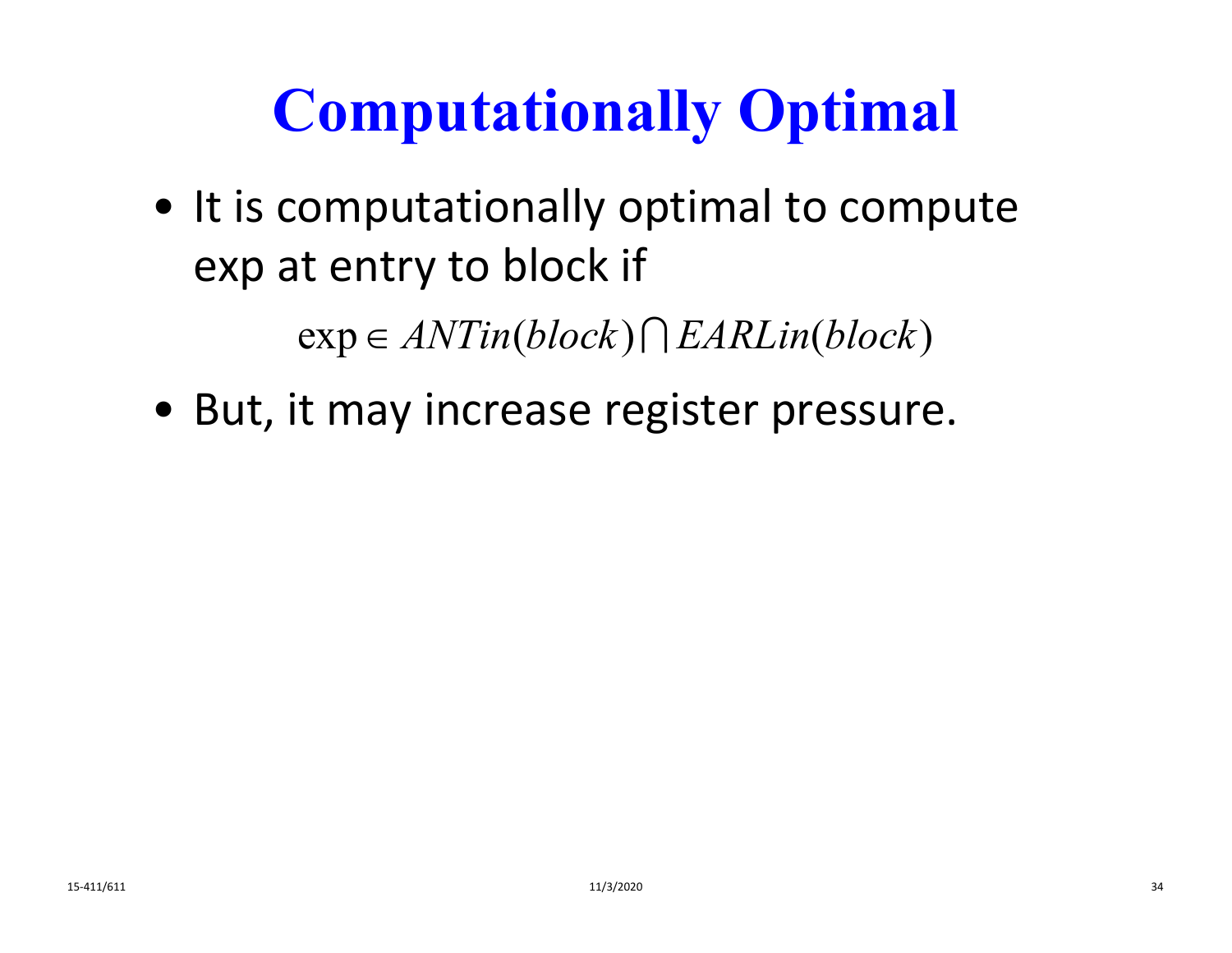# Computationally Optimal

- It is computationally optimal to compute exp at entry to block if

$$\exp \in ANTin(block) \bigcap EARLin(block)$$

- But, it may increase register pressure.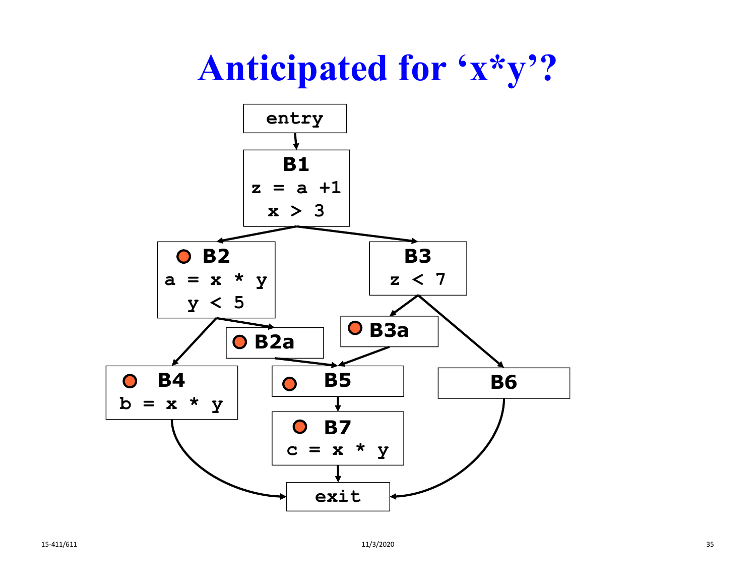# Anticipated for 'x*y'?

entry

B1
z = a +1
x > 3

B2
a = x * y
y < 5

B3
z < 7

B2a

B3a

B4
b = x * y

B5

B6

B7
c = x * y

exit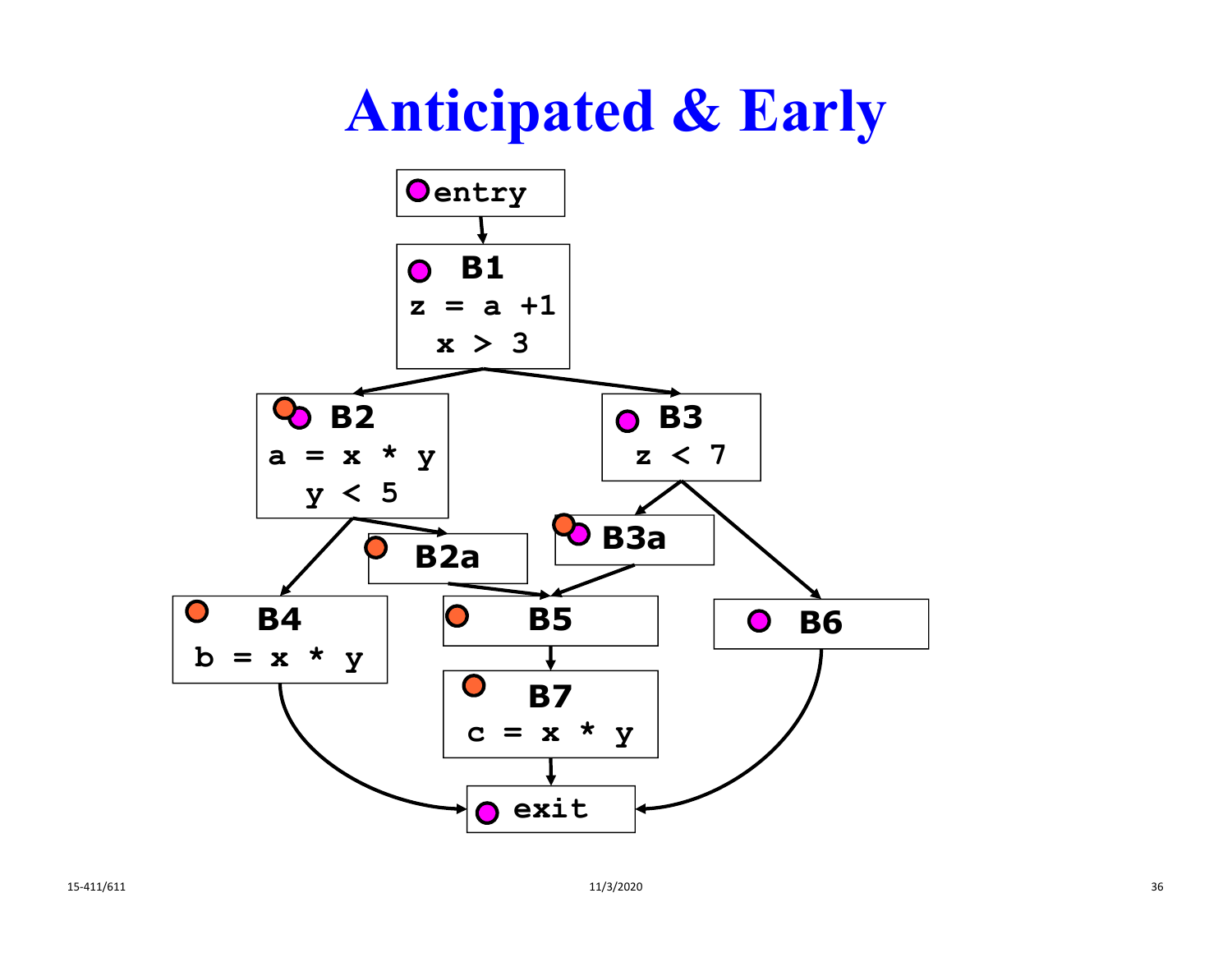# Anticipated & Early

entry

B1

z = a +1

x > 3

B2

a = x * y

y < 5

B3

z < 7

B2a

B3a

B4

b = x * y

B5

B6

B7

c = x * y

exit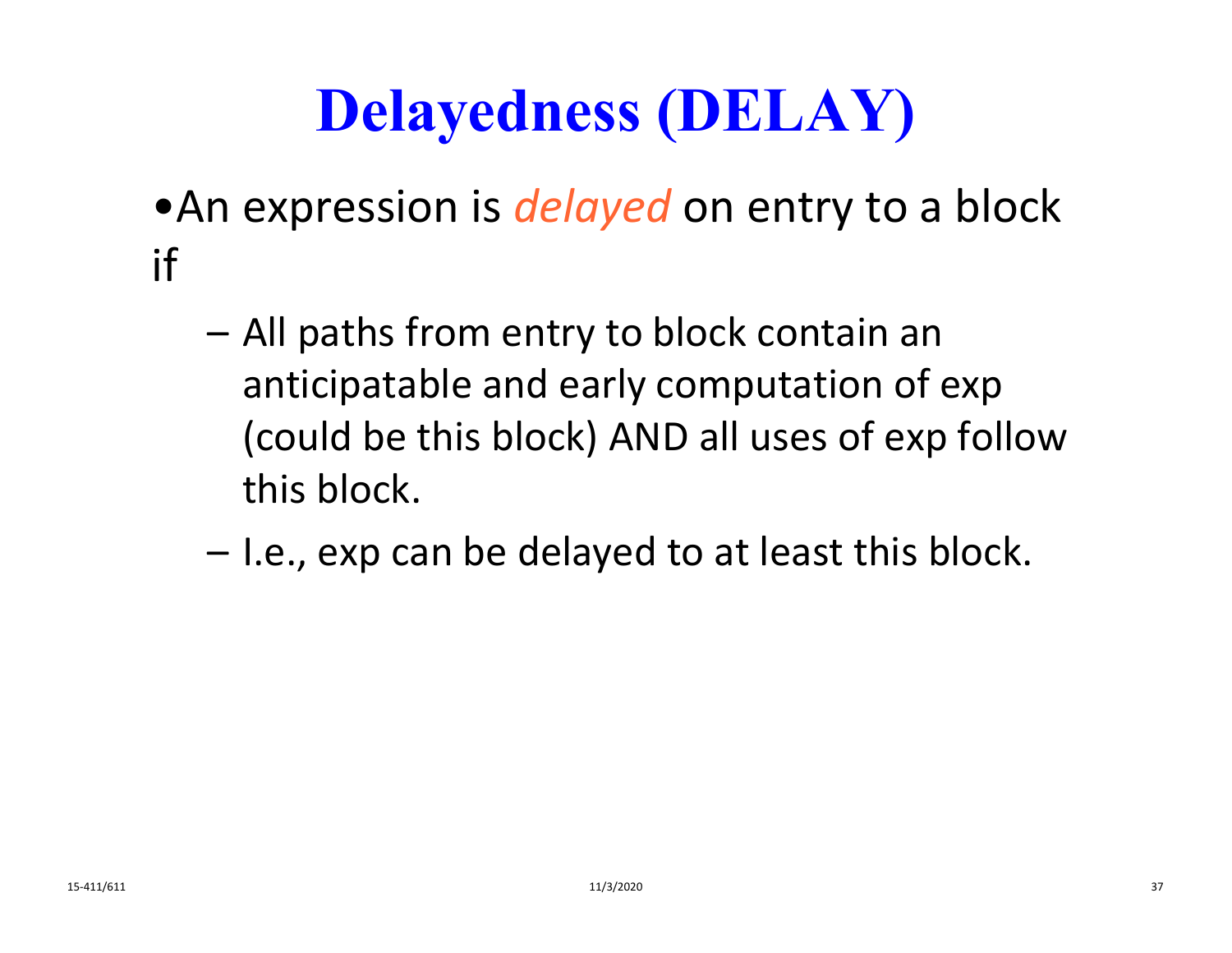# Delayedness (DELAY)

- An expression is *delayed* on entry to a block if
  - All paths from entry to block contain an anticipatable and early computation of exp (could be this block) AND all uses of exp follow this block.
  - I.e., exp can be delayed to at least this block.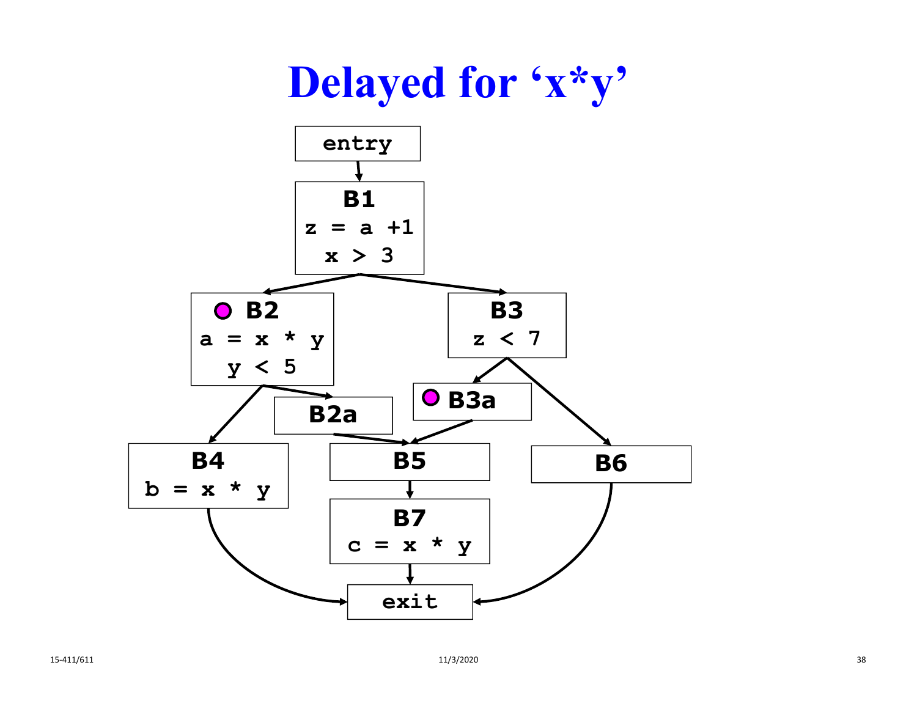# Delayed for 'x*y'

entry

B1
z = a +1
x > 3

B2
a = x * y
y < 5

B3
z < 7

B2a

B3a

B4
b = x * y

B5

B6

B7
c = x * y

exit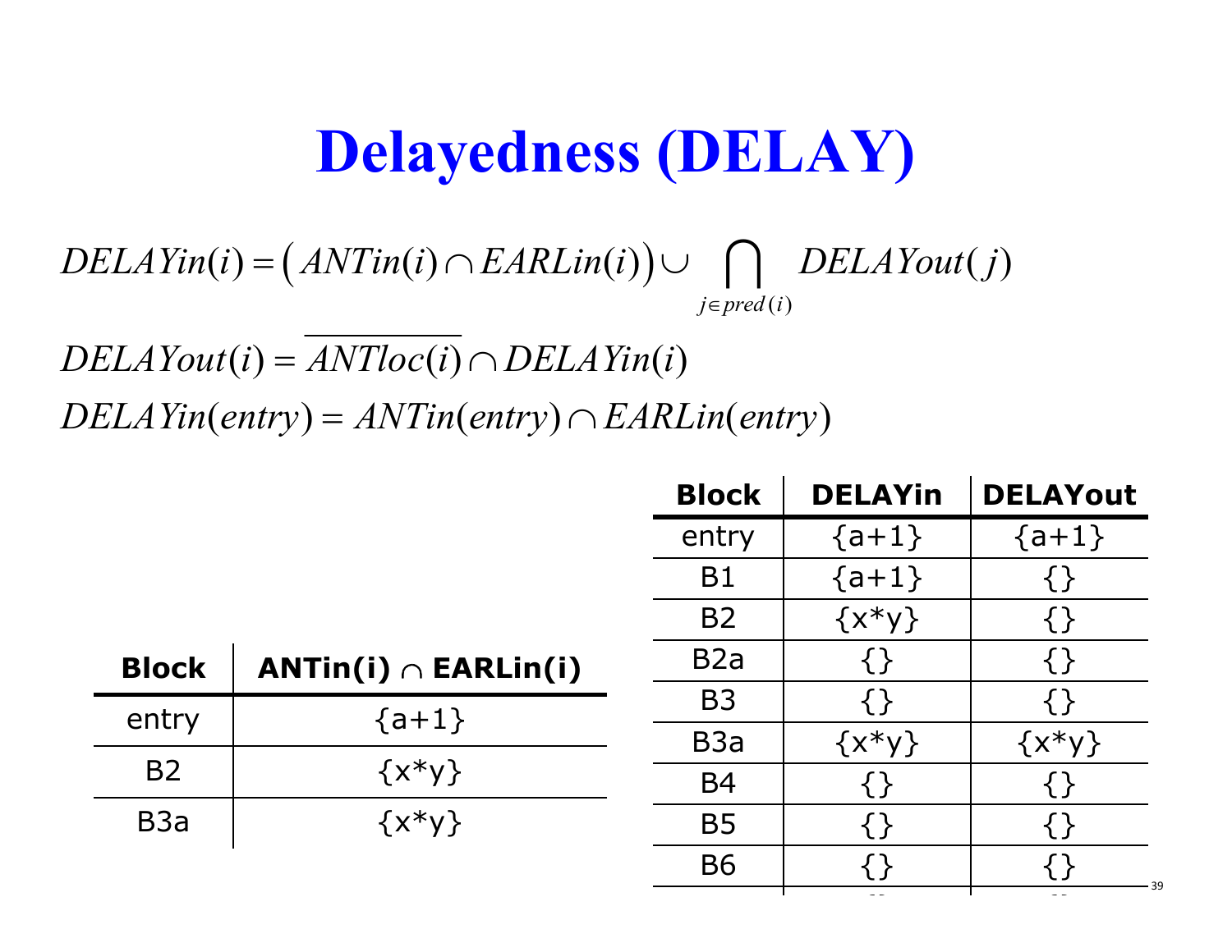# Delayedness (DELAY)

$$DELAYin(i) = \left( ANTin(i) \cap EARLin(i) \right) \cup \bigcap_{j \in pred(i)} DELAYout(j)$$

$$DELAYout(i) = \overline{ANTloc(i)} \cap DELAYin(i)$$

$$DELAYin(entry) = ANTin(entry) \cap EARLin(entry)$$

| Block | ANTin(i) ∩ EARLin(i) |
|---|---|
| entry | {a+1} |
| B2 | {x*y} |
| B3a | {x*y} |

| Block | DELAYin | DELAYout |
|---|---|---|
| entry | {a+1} | {a+1} |
| B1 | {a+1} | {} |
| B2 | {x*y} | {} |
| B2a | {} | {} |
| B3 | {} | {} |
| B3a | {x*y} | {x*y} |
| B4 | {} | {} |
| B5 | {} | {} |
| B6 | {} | {} |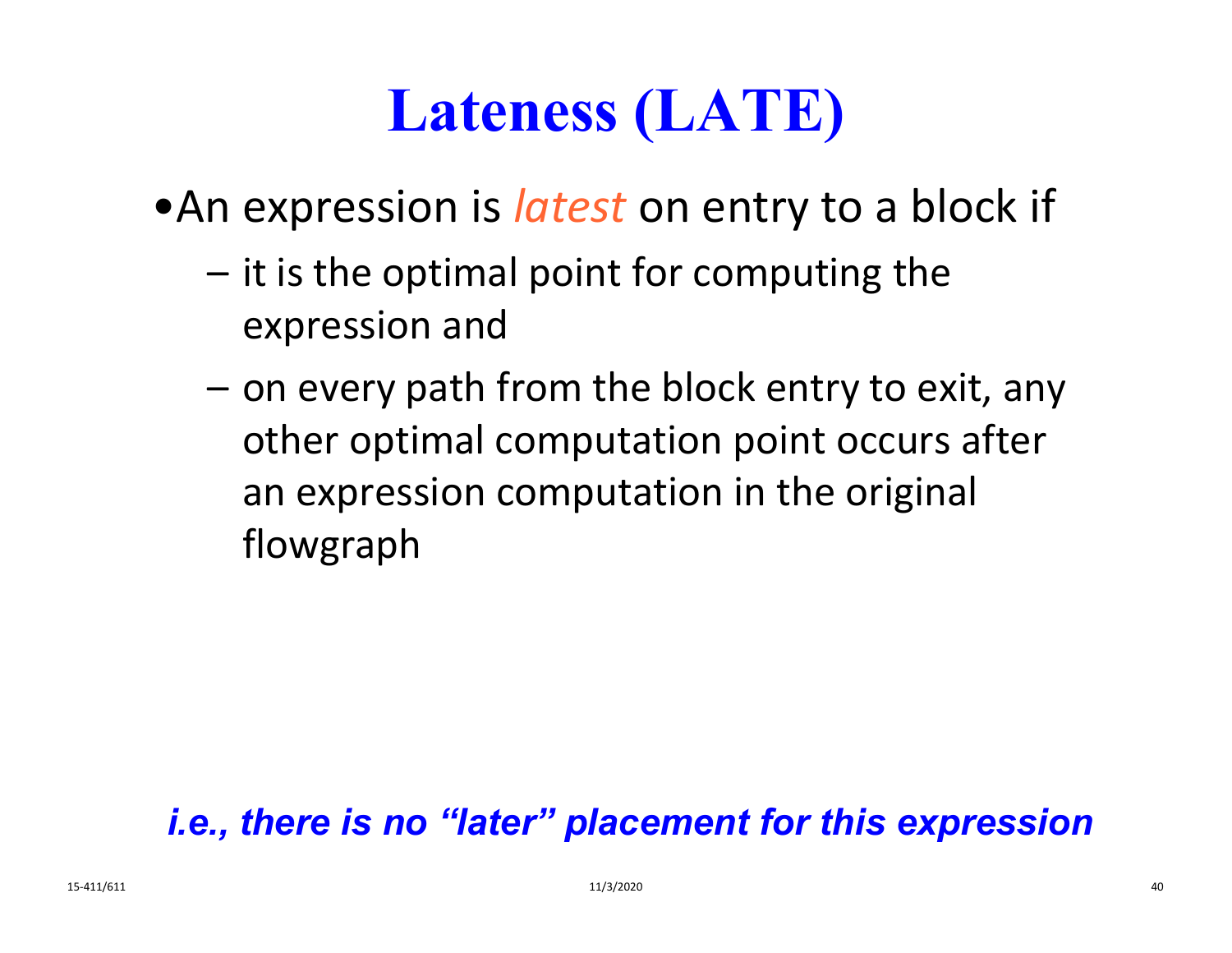# Lateness (LATE)

- An expression is *latest* on entry to a block if
  - it is the optimal point for computing the expression and
  - on every path from the block entry to exit, any other optimal computation point occurs after an expression computation in the original flowgraph

***i.e., there is no "later" placement for this expression***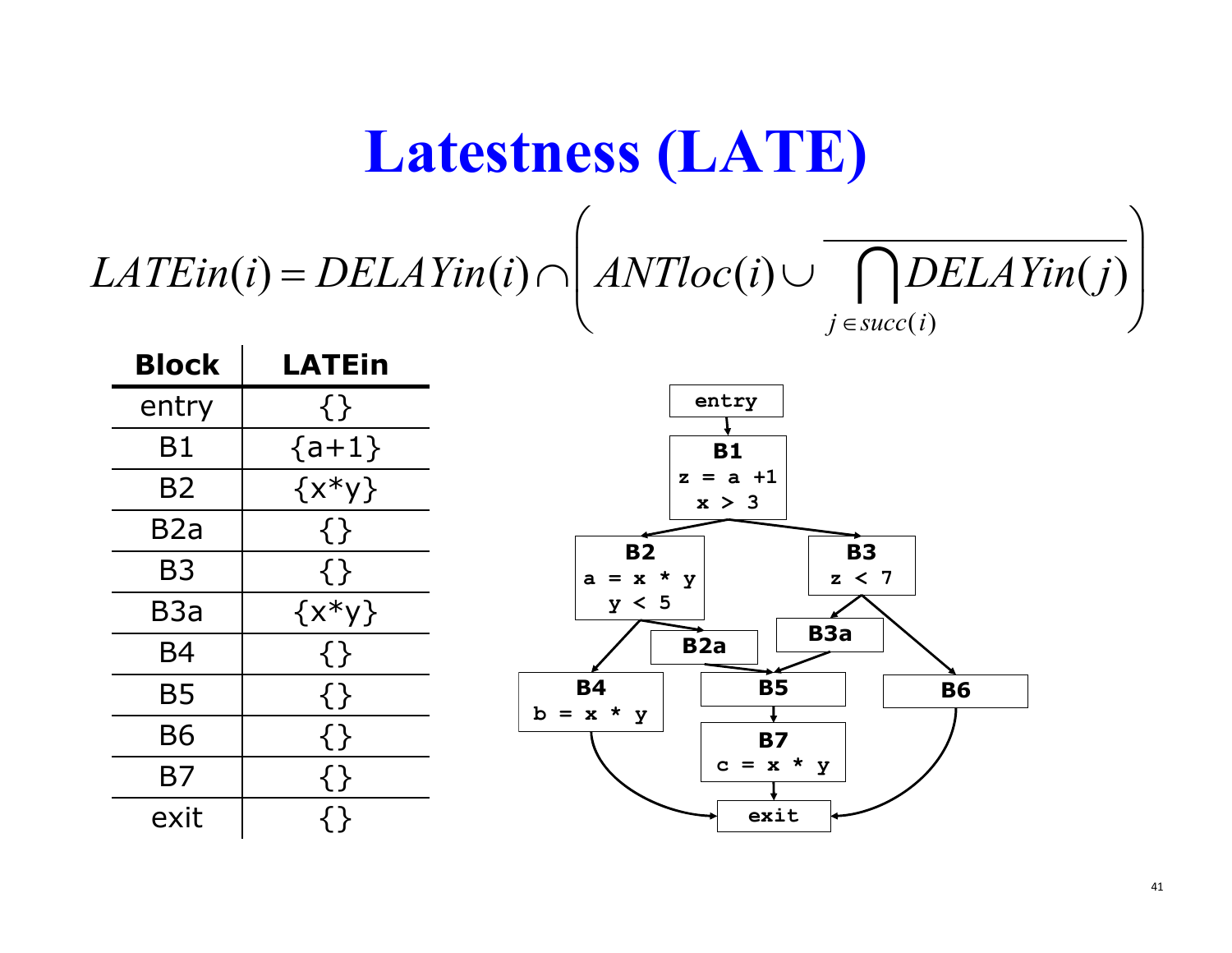# Latestness (LATE)

$$LATEin(i) = DELAYin(i) \cap \left( ANTloc(i) \cup \overline{\bigcap_{j \in succ(i)} DELAYin(j)} \right)$$

| Block | LATEin |
|---|---|
| entry | {} |
| B1 | {a+1} |
| B2 | {x*y} |
| B2a | {} |
| B3 | {} |
| B3a | {x*y} |
| B4 | {} |
| B5 | {} |
| B6 | {} |
| B7 | {} |
| exit | {} |

entry

B1
z = a +1
x > 3

B2
a = x * y
y < 5

B3
z < 7

B2a

B3a

B4
b = x * y

B5

B6

B7
c = x * y

exit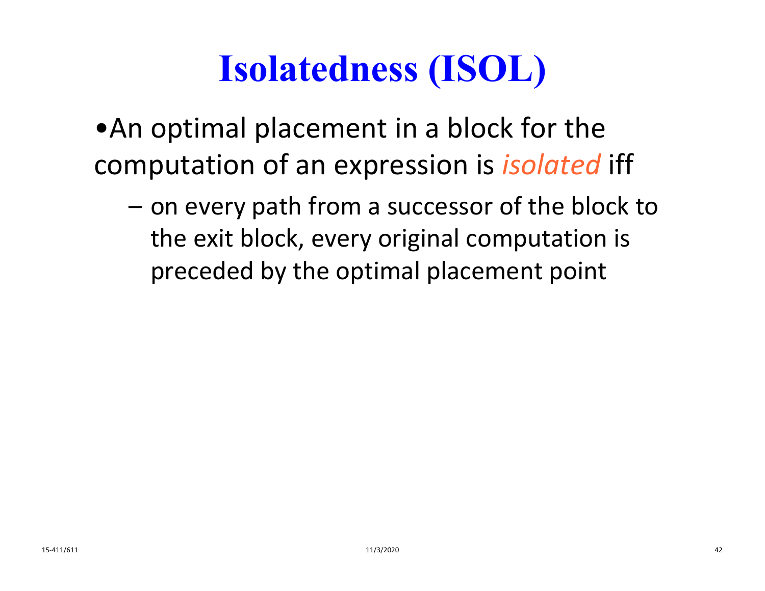# Isolatedness (ISOL)

- An optimal placement in a block for the computation of an expression is *isolated* iff
  - on every path from a successor of the block to the exit block, every original computation is preceded by the optimal placement point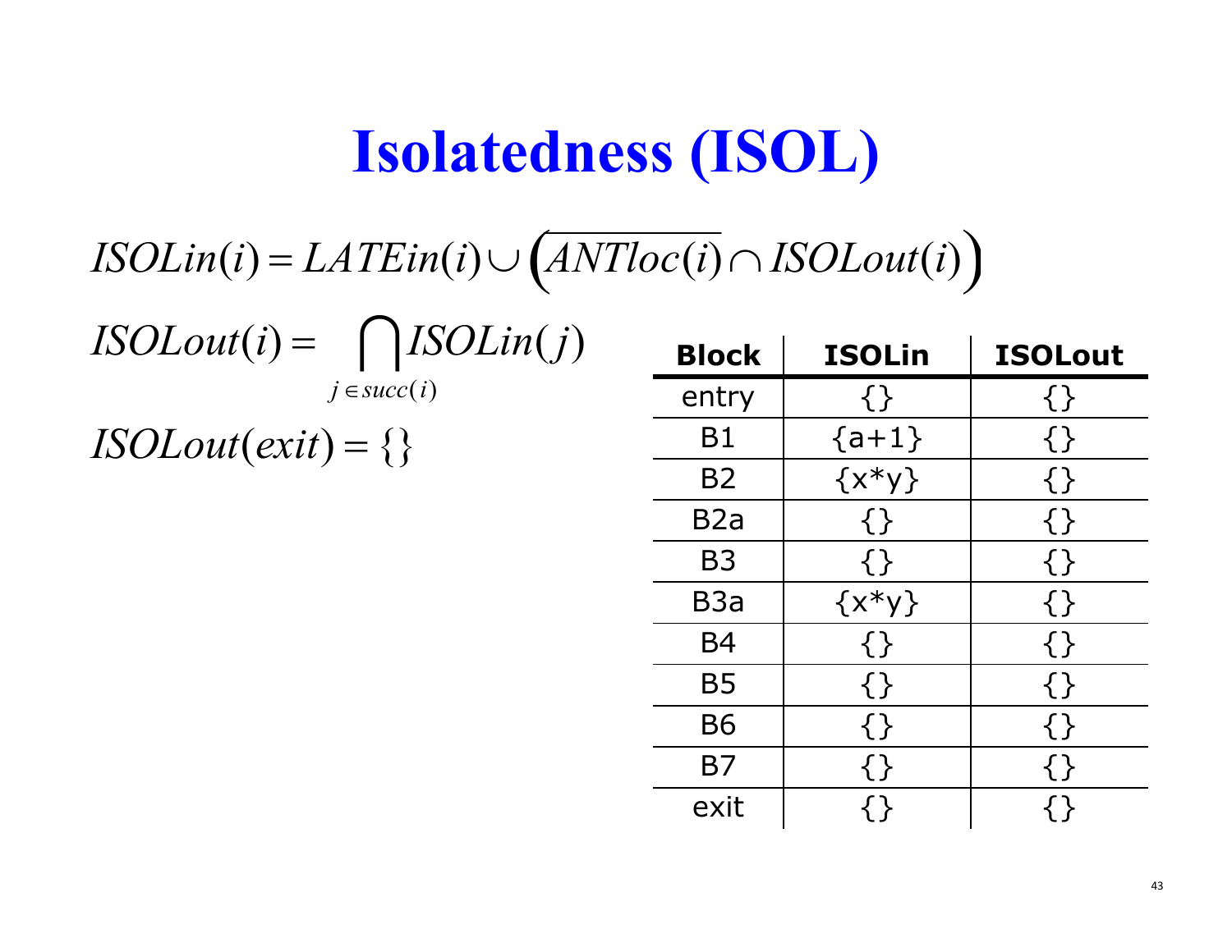# Isolatedness (ISOL)

$$ISOLin(i) = LATEin(i) \cup \left(\overline{ANTloc(i)} \cap ISOLout(i)\right)$$

$$ISOLout(i) = \bigcap_{j \in succ(i)} ISOLin(j)$$

$$ISOLout(exit) = \{\}$$

| Block | ISOLin | ISOLout |
|---|---|---|
| entry | {} | {} |
| B1 | {a+1} | {} |
| B2 | {x*y} | {} |
| B2a | {} | {} |
| B3 | {} | {} |
| B3a | {x*y} | {} |
| B4 | {} | {} |
| B5 | {} | {} |
| B6 | {} | {} |
| B7 | {} | {} |
| exit | {} | {} |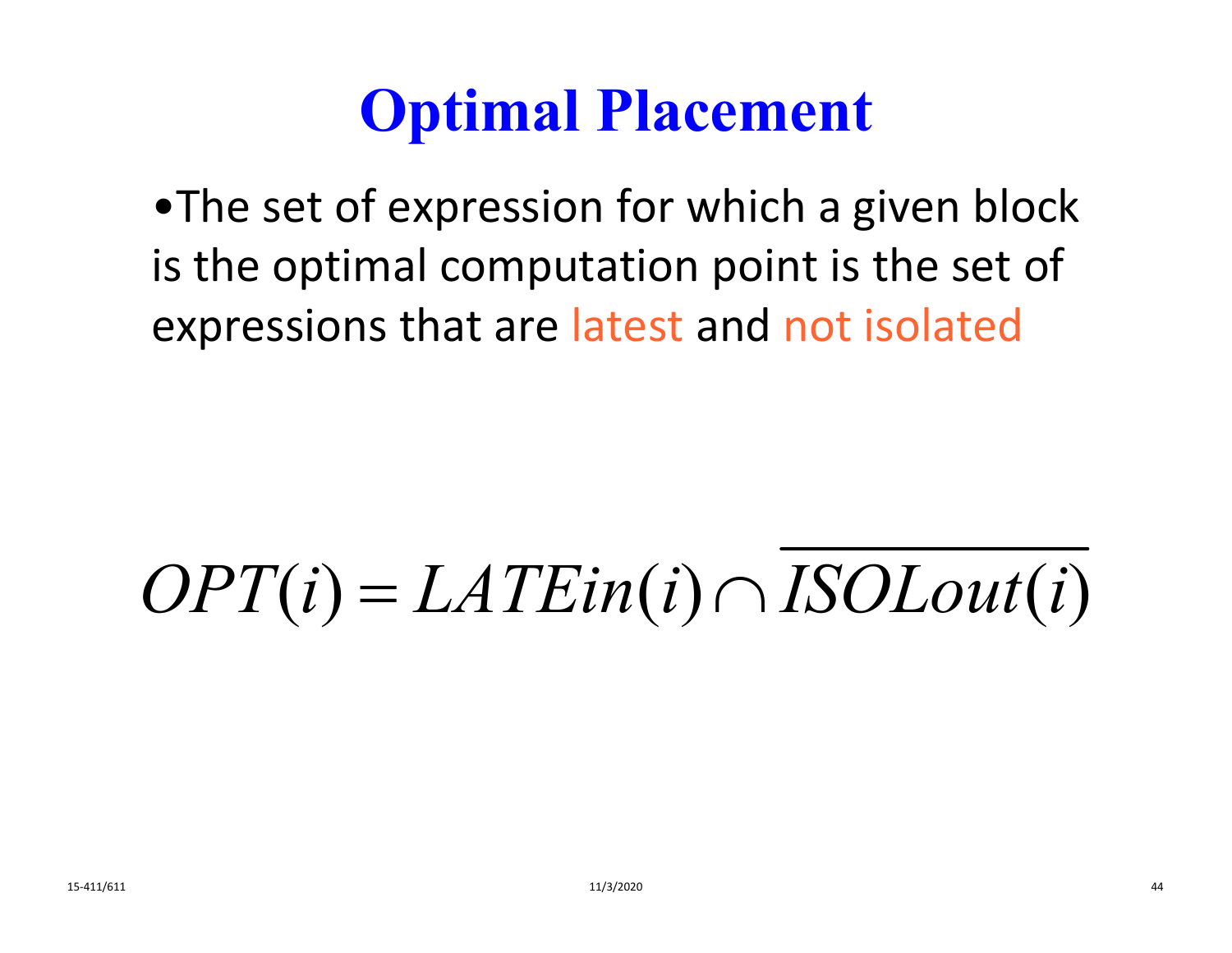# Optimal Placement

- The set of expression for which a given block is the optimal computation point is the set of expressions that are latest and not isolated

$$OPT(i) = LATEin(i) \cap \overline{ISOLout(i)}$$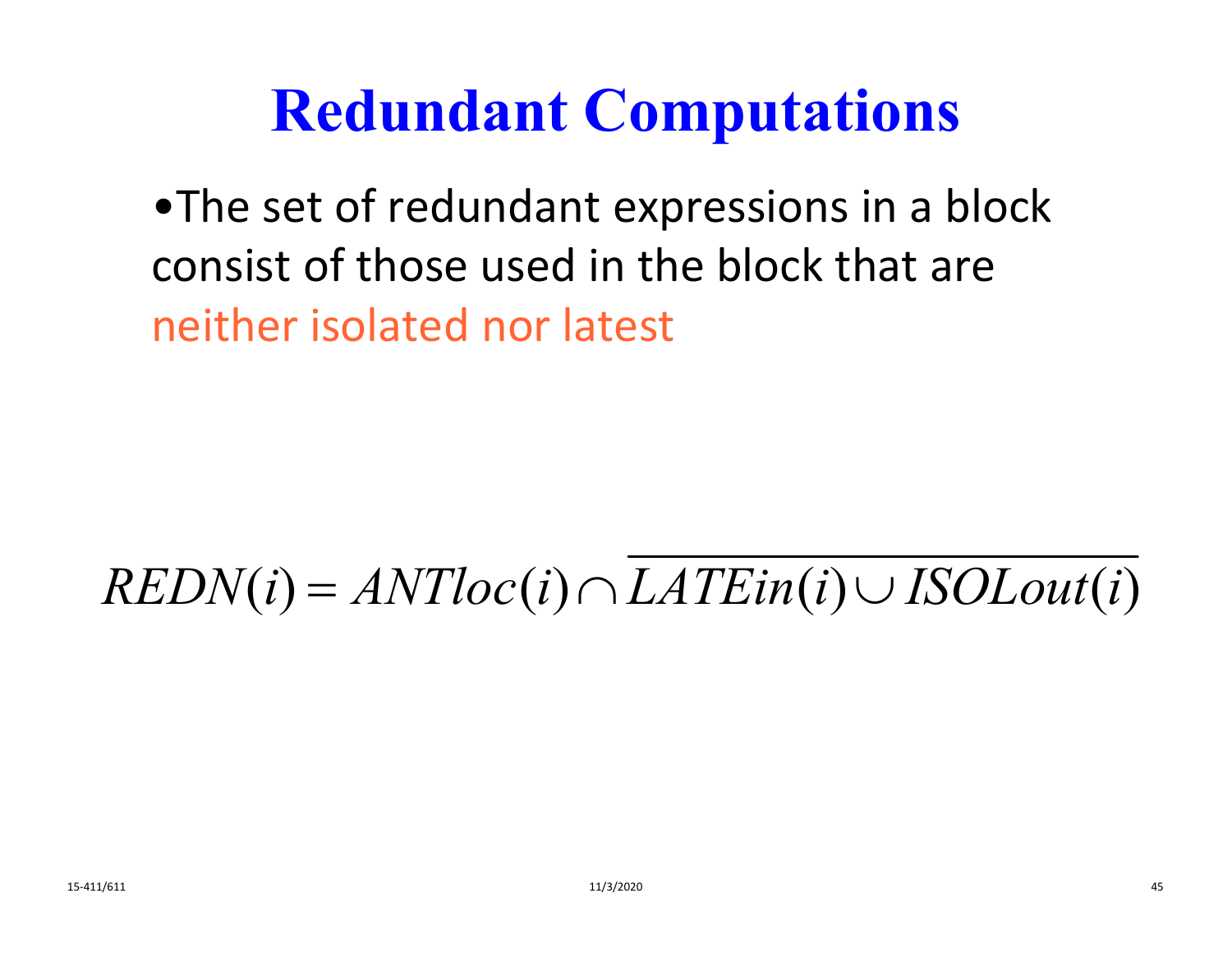# Redundant Computations

- The set of redundant expressions in a block consist of those used in the block that are neither isolated nor latest

$$REDN(i) = ANTloc(i) \cap \overline{LATEin(i) \cup ISOLout(i)}$$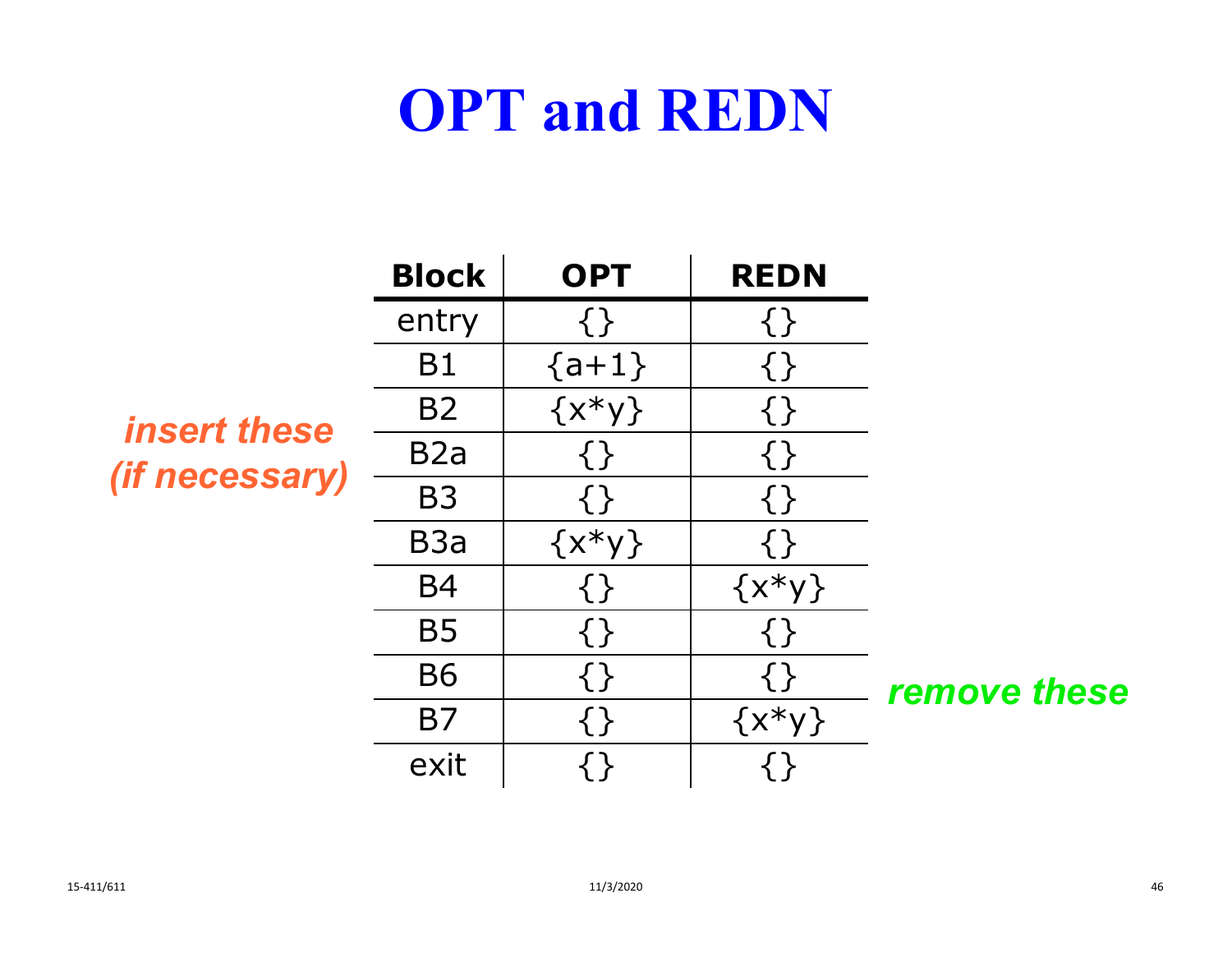# OPT and REDN

*insert these (if necessary)*

| Block | OPT | REDN |
|---|---|---|
| entry | {} | {} |
| B1 | {a+1} | {} |
| B2 | {x*y} | {} |
| B2a | {} | {} |
| B3 | {} | {} |
| B3a | {x*y} | {} |
| B4 | {} | {x*y} |
| B5 | {} | {} |
| B6 | {} | {} |
| B7 | {} | {x*y} |
| exit | {} | {} |

*remove these*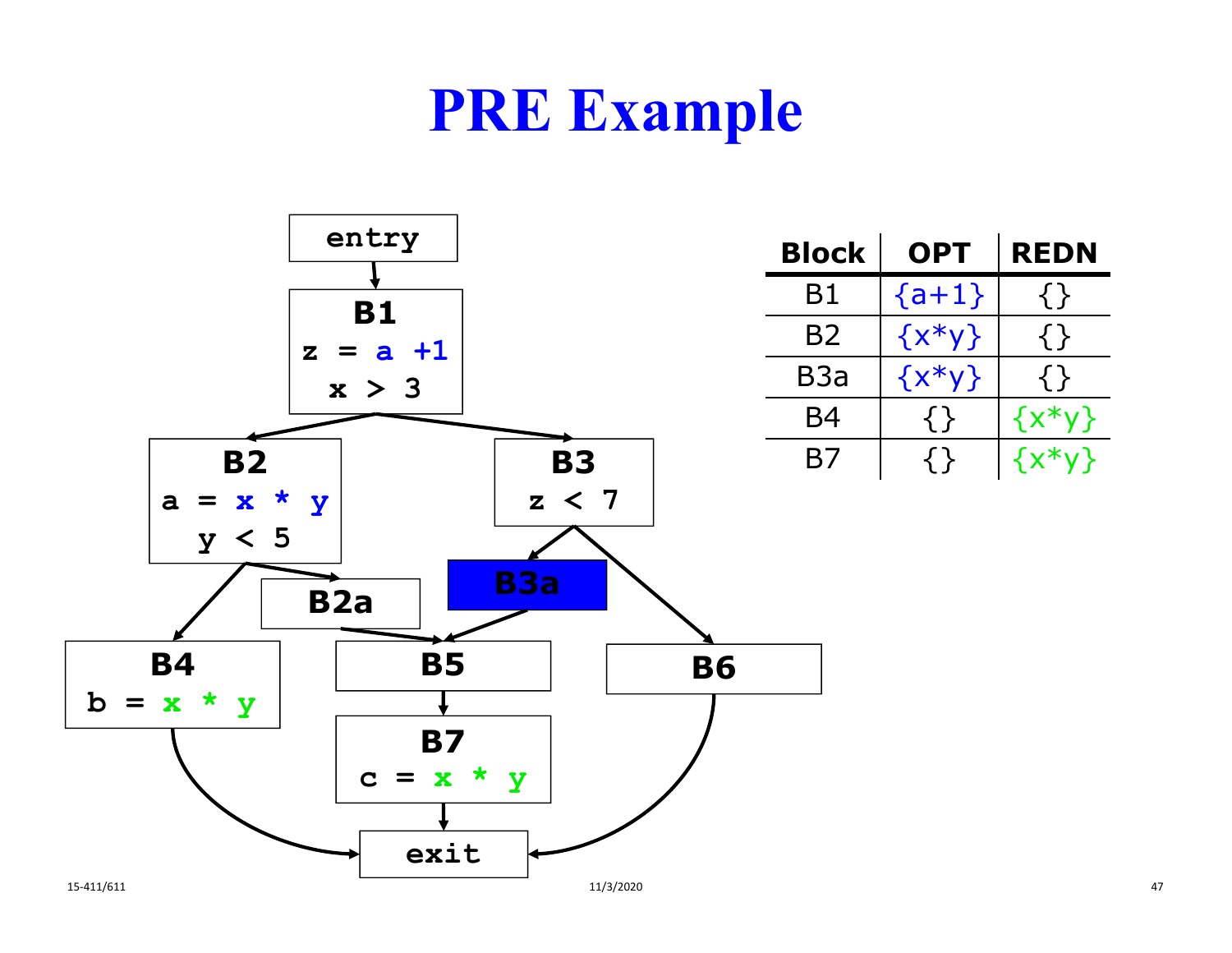# PRE Example

entry

B1
z = a +1
x > 3

B2
a = x * y
y < 5

B3
z < 7

B2a

B3a

B4
b = x * y

B5

B6

B7
c = x * y

exit

| Block | OPT | REDN |
|---|---|---|
| B1 | {a+1} | {} |
| B2 | {x*y} | {} |
| B3a | {x*y} | {} |
| B4 | {} | {x*y} |
| B7 | {} | {x*y} |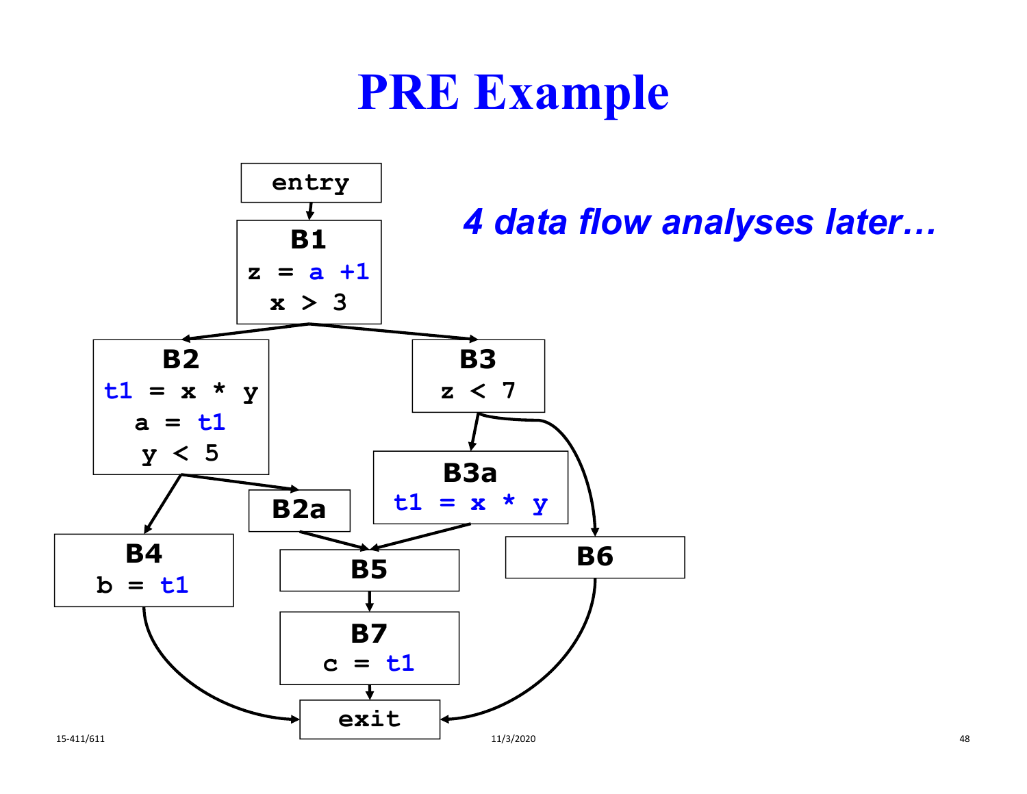# PRE Example

*4 data flow analyses later…*

entry

B1
z = a +1
x > 3

B2
t1 = x * y
a = t1
y < 5

B3
z < 7

B2a

B3a
t1 = x * y

B4
b = t1

B5

B6

B7
c = t1

exit